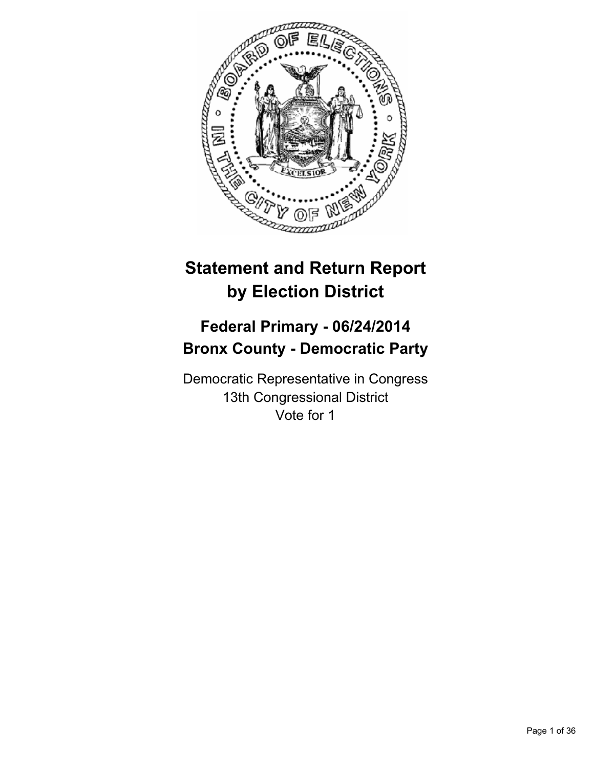# Statement and Return Report by Election District

## Federal Primary - 06/24/2014
## Bronx County - Democratic Party

Democratic Representative in Congress
13th Congressional District
Vote for 1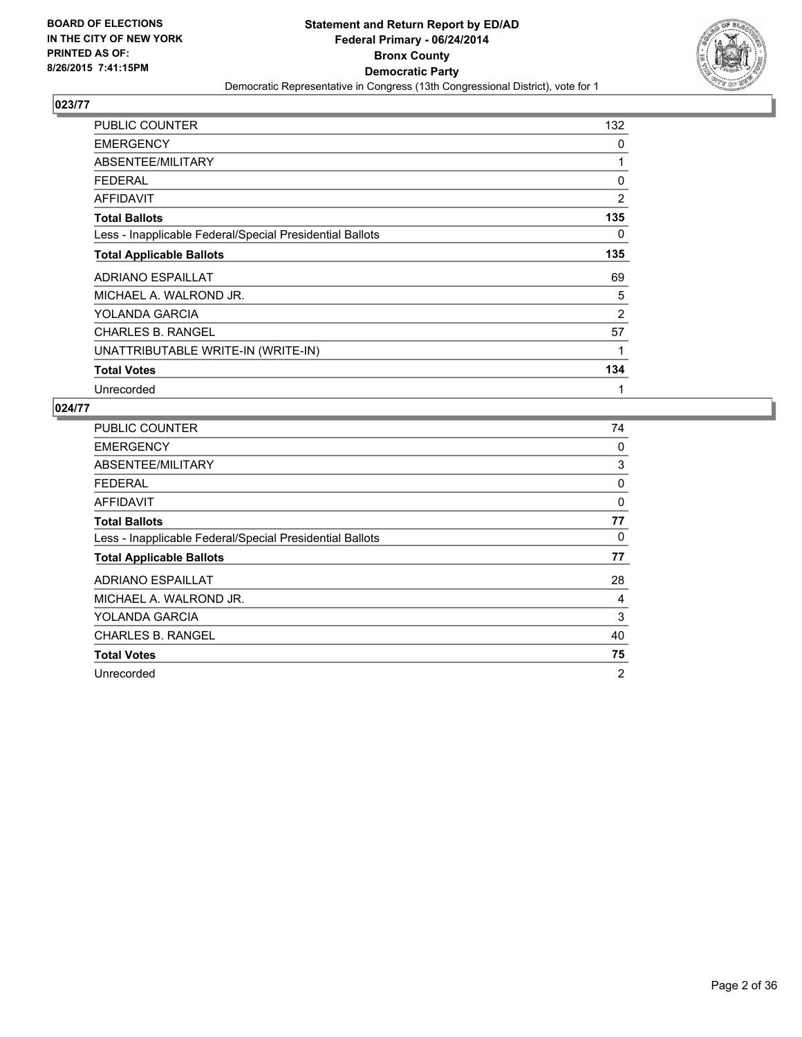**BOARD OF ELECTIONS IN THE CITY OF NEW YORK PRINTED AS OF: 8/26/2015 7:41:15PM**

**Statement and Return Report by ED/AD**
**Federal Primary - 06/24/2014**
**Bronx County**
**Democratic Party**
Democratic Representative in Congress (13th Congressional District), vote for 1

### 023/77

| | |
|---|---|
| PUBLIC COUNTER | 132 |
| EMERGENCY | 0 |
| ABSENTEE/MILITARY | 1 |
| FEDERAL | 0 |
| AFFIDAVIT | 2 |
| **Total Ballots** | **135** |
| Less - Inapplicable Federal/Special Presidential Ballots | 0 |
| **Total Applicable Ballots** | **135** |
| ADRIANO ESPAILLAT | 69 |
| MICHAEL A. WALROND JR. | 5 |
| YOLANDA GARCIA | 2 |
| CHARLES B. RANGEL | 57 |
| UNATTRIBUTABLE WRITE-IN (WRITE-IN) | 1 |
| **Total Votes** | **134** |
| Unrecorded | 1 |

### 024/77

| | |
|---|---|
| PUBLIC COUNTER | 74 |
| EMERGENCY | 0 |
| ABSENTEE/MILITARY | 3 |
| FEDERAL | 0 |
| AFFIDAVIT | 0 |
| **Total Ballots** | **77** |
| Less - Inapplicable Federal/Special Presidential Ballots | 0 |
| **Total Applicable Ballots** | **77** |
| ADRIANO ESPAILLAT | 28 |
| MICHAEL A. WALROND JR. | 4 |
| YOLANDA GARCIA | 3 |
| CHARLES B. RANGEL | 40 |
| **Total Votes** | **75** |
| Unrecorded | 2 |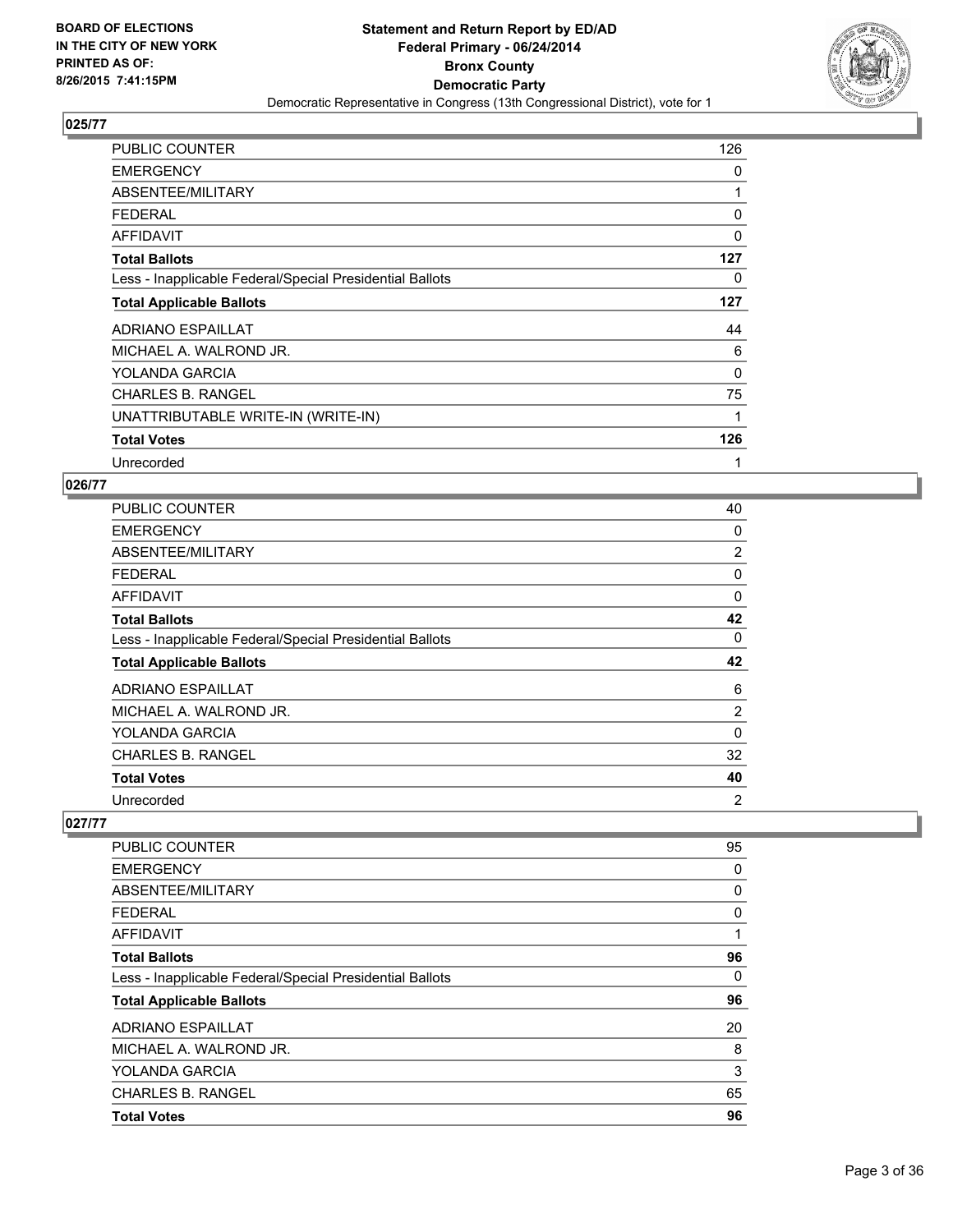## 025/77

| | |
|---|---|
| PUBLIC COUNTER | 126 |
| EMERGENCY | 0 |
| ABSENTEE/MILITARY | 1 |
| FEDERAL | 0 |
| AFFIDAVIT | 0 |
| **Total Ballots** | **127** |
| Less - Inapplicable Federal/Special Presidential Ballots | 0 |
| **Total Applicable Ballots** | **127** |
| ADRIANO ESPAILLAT | 44 |
| MICHAEL A. WALROND JR. | 6 |
| YOLANDA GARCIA | 0 |
| CHARLES B. RANGEL | 75 |
| UNATTRIBUTABLE WRITE-IN (WRITE-IN) | 1 |
| **Total Votes** | **126** |
| Unrecorded | 1 |

## 026/77

| | |
|---|---|
| PUBLIC COUNTER | 40 |
| EMERGENCY | 0 |
| ABSENTEE/MILITARY | 2 |
| FEDERAL | 0 |
| AFFIDAVIT | 0 |
| **Total Ballots** | **42** |
| Less - Inapplicable Federal/Special Presidential Ballots | 0 |
| **Total Applicable Ballots** | **42** |
| ADRIANO ESPAILLAT | 6 |
| MICHAEL A. WALROND JR. | 2 |
| YOLANDA GARCIA | 0 |
| CHARLES B. RANGEL | 32 |
| **Total Votes** | **40** |
| Unrecorded | 2 |

## 027/77

| | |
|---|---|
| PUBLIC COUNTER | 95 |
| EMERGENCY | 0 |
| ABSENTEE/MILITARY | 0 |
| FEDERAL | 0 |
| AFFIDAVIT | 1 |
| **Total Ballots** | **96** |
| Less - Inapplicable Federal/Special Presidential Ballots | 0 |
| **Total Applicable Ballots** | **96** |
| ADRIANO ESPAILLAT | 20 |
| MICHAEL A. WALROND JR. | 8 |
| YOLANDA GARCIA | 3 |
| CHARLES B. RANGEL | 65 |
| **Total Votes** | **96** |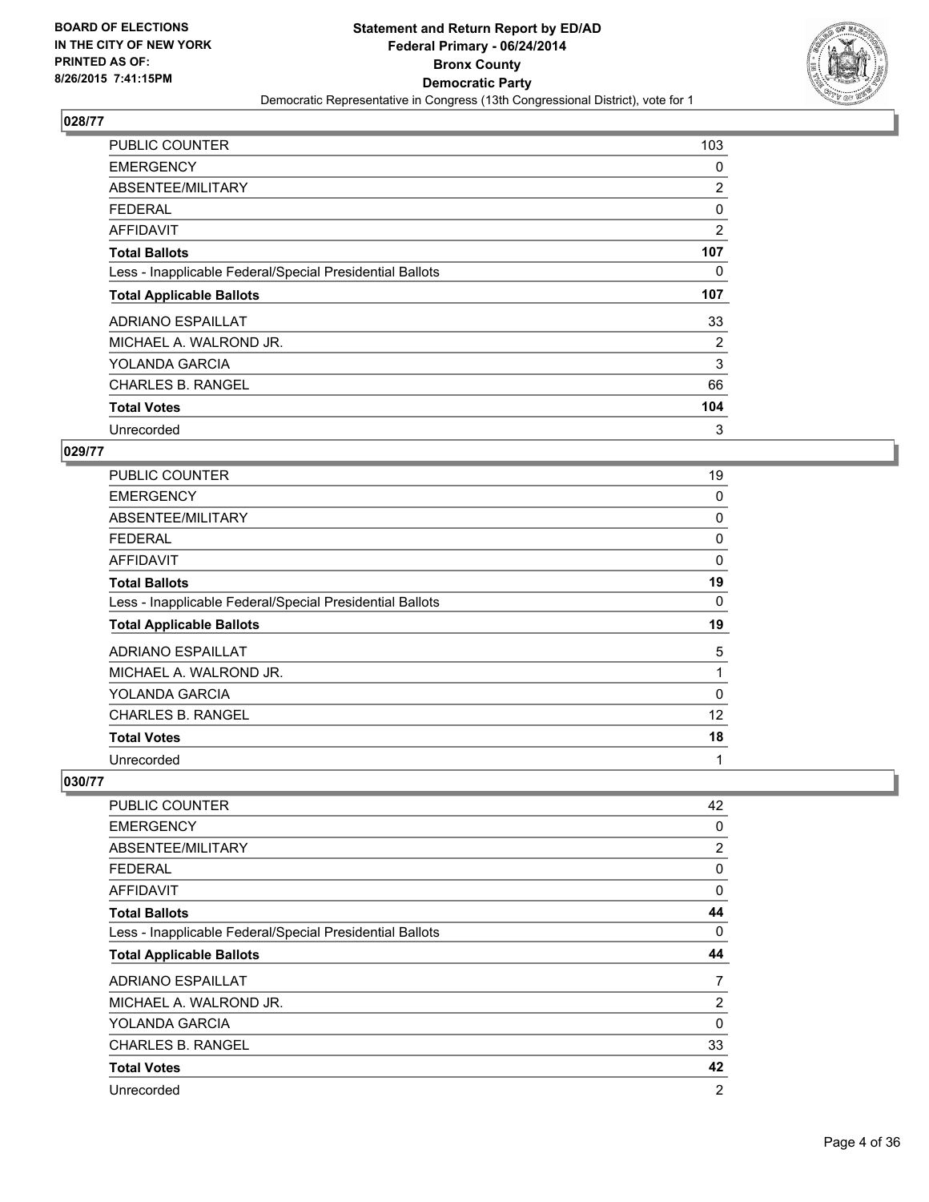BOARD OF ELECTIONS
IN THE CITY OF NEW YORK
PRINTED AS OF:
8/26/2015 7:41:15PM

# Statement and Return Report by ED/AD
## Federal Primary - 06/24/2014
## Bronx County
## Democratic Party
Democratic Representative in Congress (13th Congressional District), vote for 1

### 028/77

| | |
|---|---|
| PUBLIC COUNTER | 103 |
| EMERGENCY | 0 |
| ABSENTEE/MILITARY | 2 |
| FEDERAL | 0 |
| AFFIDAVIT | 2 |
| **Total Ballots** | **107** |
| Less - Inapplicable Federal/Special Presidential Ballots | 0 |
| **Total Applicable Ballots** | **107** |
| ADRIANO ESPAILLAT | 33 |
| MICHAEL A. WALROND JR. | 2 |
| YOLANDA GARCIA | 3 |
| CHARLES B. RANGEL | 66 |
| **Total Votes** | **104** |
| Unrecorded | 3 |

### 029/77

| | |
|---|---|
| PUBLIC COUNTER | 19 |
| EMERGENCY | 0 |
| ABSENTEE/MILITARY | 0 |
| FEDERAL | 0 |
| AFFIDAVIT | 0 |
| **Total Ballots** | **19** |
| Less - Inapplicable Federal/Special Presidential Ballots | 0 |
| **Total Applicable Ballots** | **19** |
| ADRIANO ESPAILLAT | 5 |
| MICHAEL A. WALROND JR. | 1 |
| YOLANDA GARCIA | 0 |
| CHARLES B. RANGEL | 12 |
| **Total Votes** | **18** |
| Unrecorded | 1 |

### 030/77

| | |
|---|---|
| PUBLIC COUNTER | 42 |
| EMERGENCY | 0 |
| ABSENTEE/MILITARY | 2 |
| FEDERAL | 0 |
| AFFIDAVIT | 0 |
| **Total Ballots** | **44** |
| Less - Inapplicable Federal/Special Presidential Ballots | 0 |
| **Total Applicable Ballots** | **44** |
| ADRIANO ESPAILLAT | 7 |
| MICHAEL A. WALROND JR. | 2 |
| YOLANDA GARCIA | 0 |
| CHARLES B. RANGEL | 33 |
| **Total Votes** | **42** |
| Unrecorded | 2 |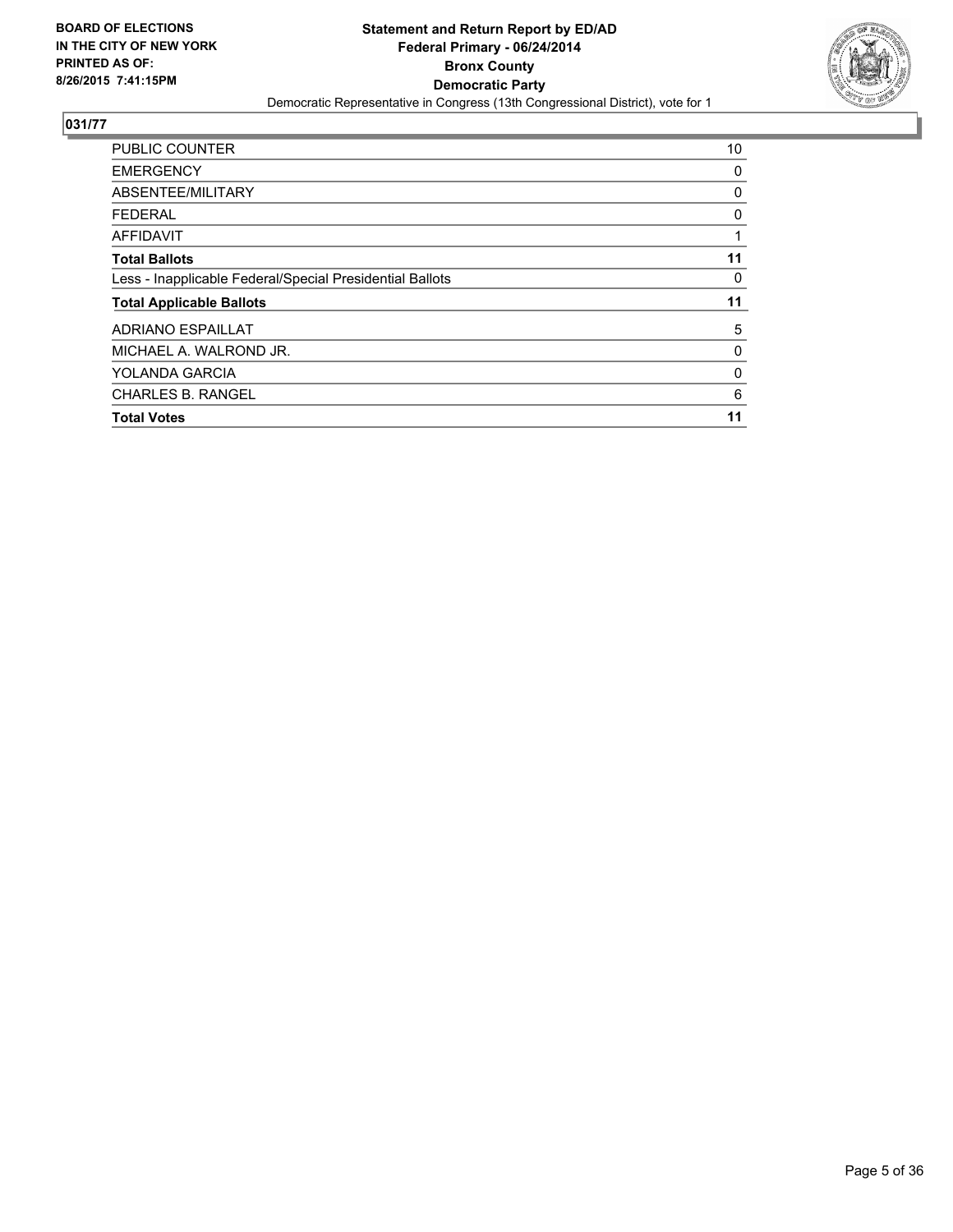BOARD OF ELECTIONS
IN THE CITY OF NEW YORK
PRINTED AS OF:
8/26/2015 7:41:15PM

**Statement and Return Report by ED/AD**
**Federal Primary - 06/24/2014**
**Bronx County**
**Democratic Party**
Democratic Representative in Congress (13th Congressional District), vote for 1

## 031/77

| | |
|---|---|
| PUBLIC COUNTER | 10 |
| EMERGENCY | 0 |
| ABSENTEE/MILITARY | 0 |
| FEDERAL | 0 |
| AFFIDAVIT | 1 |
| **Total Ballots** | **11** |
| Less - Inapplicable Federal/Special Presidential Ballots | 0 |
| **Total Applicable Ballots** | **11** |
| ADRIANO ESPAILLAT | 5 |
| MICHAEL A. WALROND JR. | 0 |
| YOLANDA GARCIA | 0 |
| CHARLES B. RANGEL | 6 |
| **Total Votes** | **11** |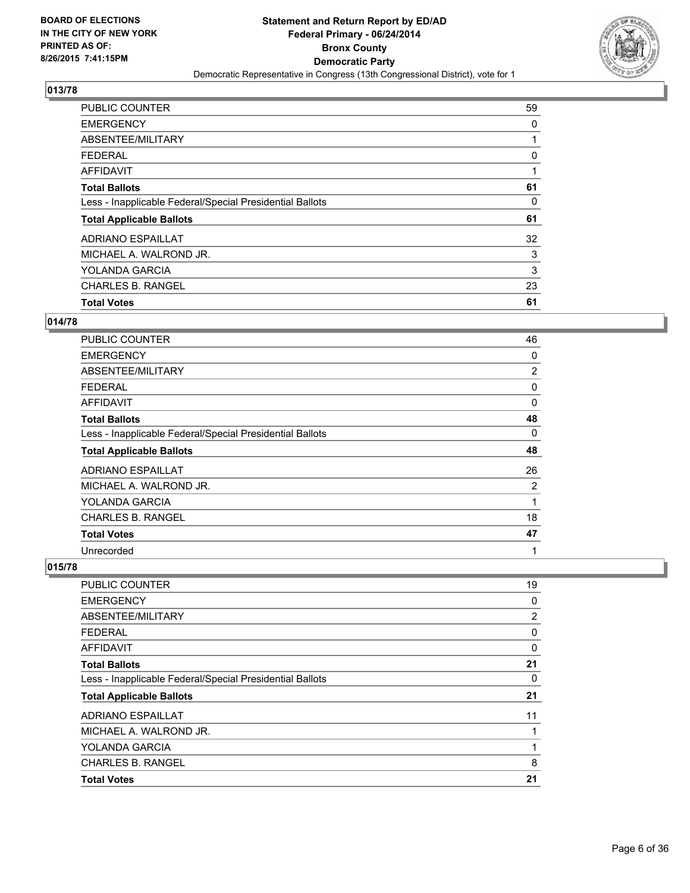**BOARD OF ELECTIONS IN THE CITY OF NEW YORK PRINTED AS OF: 8/26/2015 7:41:15PM**

**Statement and Return Report by ED/AD**
**Federal Primary - 06/24/2014**
**Bronx County**
**Democratic Party**
Democratic Representative in Congress (13th Congressional District), vote for 1

## 013/78

| | |
|---|---|
| PUBLIC COUNTER | 59 |
| EMERGENCY | 0 |
| ABSENTEE/MILITARY | 1 |
| FEDERAL | 0 |
| AFFIDAVIT | 1 |
| **Total Ballots** | **61** |
| Less - Inapplicable Federal/Special Presidential Ballots | 0 |
| **Total Applicable Ballots** | **61** |
| ADRIANO ESPAILLAT | 32 |
| MICHAEL A. WALROND JR. | 3 |
| YOLANDA GARCIA | 3 |
| CHARLES B. RANGEL | 23 |
| **Total Votes** | **61** |

## 014/78

| | |
|---|---|
| PUBLIC COUNTER | 46 |
| EMERGENCY | 0 |
| ABSENTEE/MILITARY | 2 |
| FEDERAL | 0 |
| AFFIDAVIT | 0 |
| **Total Ballots** | **48** |
| Less - Inapplicable Federal/Special Presidential Ballots | 0 |
| **Total Applicable Ballots** | **48** |
| ADRIANO ESPAILLAT | 26 |
| MICHAEL A. WALROND JR. | 2 |
| YOLANDA GARCIA | 1 |
| CHARLES B. RANGEL | 18 |
| **Total Votes** | **47** |
| Unrecorded | 1 |

## 015/78

| | |
|---|---|
| PUBLIC COUNTER | 19 |
| EMERGENCY | 0 |
| ABSENTEE/MILITARY | 2 |
| FEDERAL | 0 |
| AFFIDAVIT | 0 |
| **Total Ballots** | **21** |
| Less - Inapplicable Federal/Special Presidential Ballots | 0 |
| **Total Applicable Ballots** | **21** |
| ADRIANO ESPAILLAT | 11 |
| MICHAEL A. WALROND JR. | 1 |
| YOLANDA GARCIA | 1 |
| CHARLES B. RANGEL | 8 |
| **Total Votes** | **21** |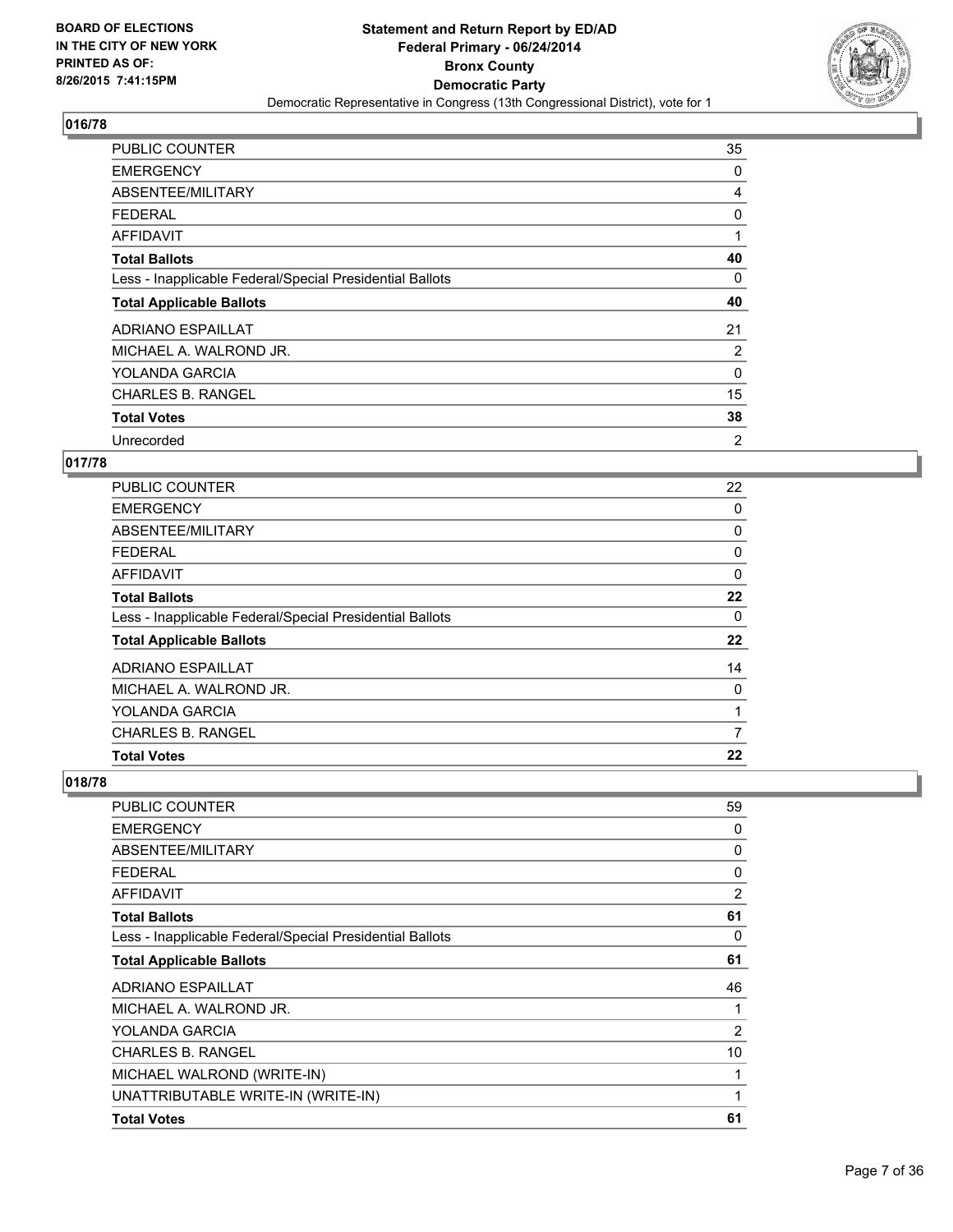### 016/78

| | |
|---|---|
| PUBLIC COUNTER | 35 |
| EMERGENCY | 0 |
| ABSENTEE/MILITARY | 4 |
| FEDERAL | 0 |
| AFFIDAVIT | 1 |
| **Total Ballots** | **40** |
| Less - Inapplicable Federal/Special Presidential Ballots | 0 |
| **Total Applicable Ballots** | **40** |
| ADRIANO ESPAILLAT | 21 |
| MICHAEL A. WALROND JR. | 2 |
| YOLANDA GARCIA | 0 |
| CHARLES B. RANGEL | 15 |
| **Total Votes** | **38** |
| Unrecorded | 2 |

### 017/78

| | |
|---|---|
| PUBLIC COUNTER | 22 |
| EMERGENCY | 0 |
| ABSENTEE/MILITARY | 0 |
| FEDERAL | 0 |
| AFFIDAVIT | 0 |
| **Total Ballots** | **22** |
| Less - Inapplicable Federal/Special Presidential Ballots | 0 |
| **Total Applicable Ballots** | **22** |
| ADRIANO ESPAILLAT | 14 |
| MICHAEL A. WALROND JR. | 0 |
| YOLANDA GARCIA | 1 |
| CHARLES B. RANGEL | 7 |
| **Total Votes** | **22** |

### 018/78

| | |
|---|---|
| PUBLIC COUNTER | 59 |
| EMERGENCY | 0 |
| ABSENTEE/MILITARY | 0 |
| FEDERAL | 0 |
| AFFIDAVIT | 2 |
| **Total Ballots** | **61** |
| Less - Inapplicable Federal/Special Presidential Ballots | 0 |
| **Total Applicable Ballots** | **61** |
| ADRIANO ESPAILLAT | 46 |
| MICHAEL A. WALROND JR. | 1 |
| YOLANDA GARCIA | 2 |
| CHARLES B. RANGEL | 10 |
| MICHAEL WALROND (WRITE-IN) | 1 |
| UNATTRIBUTABLE WRITE-IN (WRITE-IN) | 1 |
| **Total Votes** | **61** |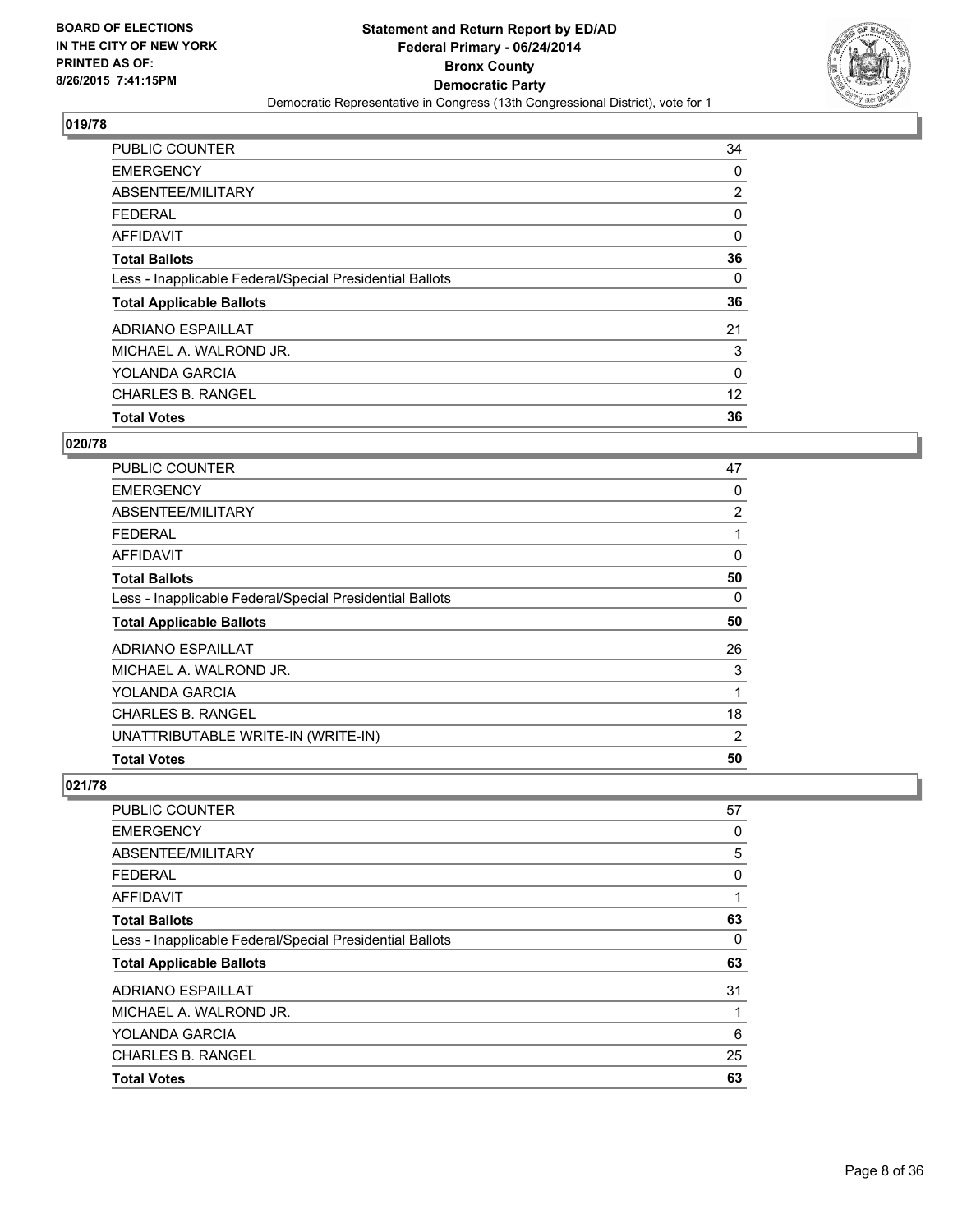BOARD OF ELECTIONS
IN THE CITY OF NEW YORK
PRINTED AS OF:
8/26/2015 7:41:15PM

**Statement and Return Report by ED/AD**
**Federal Primary - 06/24/2014**
**Bronx County**
**Democratic Party**
Democratic Representative in Congress (13th Congressional District), vote for 1

### 019/78

| | |
|---|---|
| PUBLIC COUNTER | 34 |
| EMERGENCY | 0 |
| ABSENTEE/MILITARY | 2 |
| FEDERAL | 0 |
| AFFIDAVIT | 0 |
| **Total Ballots** | **36** |
| Less - Inapplicable Federal/Special Presidential Ballots | 0 |
| **Total Applicable Ballots** | **36** |
| ADRIANO ESPAILLAT | 21 |
| MICHAEL A. WALROND JR. | 3 |
| YOLANDA GARCIA | 0 |
| CHARLES B. RANGEL | 12 |
| **Total Votes** | **36** |

### 020/78

| | |
|---|---|
| PUBLIC COUNTER | 47 |
| EMERGENCY | 0 |
| ABSENTEE/MILITARY | 2 |
| FEDERAL | 1 |
| AFFIDAVIT | 0 |
| **Total Ballots** | **50** |
| Less - Inapplicable Federal/Special Presidential Ballots | 0 |
| **Total Applicable Ballots** | **50** |
| ADRIANO ESPAILLAT | 26 |
| MICHAEL A. WALROND JR. | 3 |
| YOLANDA GARCIA | 1 |
| CHARLES B. RANGEL | 18 |
| UNATTRIBUTABLE WRITE-IN (WRITE-IN) | 2 |
| **Total Votes** | **50** |

### 021/78

| | |
|---|---|
| PUBLIC COUNTER | 57 |
| EMERGENCY | 0 |
| ABSENTEE/MILITARY | 5 |
| FEDERAL | 0 |
| AFFIDAVIT | 1 |
| **Total Ballots** | **63** |
| Less - Inapplicable Federal/Special Presidential Ballots | 0 |
| **Total Applicable Ballots** | **63** |
| ADRIANO ESPAILLAT | 31 |
| MICHAEL A. WALROND JR. | 1 |
| YOLANDA GARCIA | 6 |
| CHARLES B. RANGEL | 25 |
| **Total Votes** | **63** |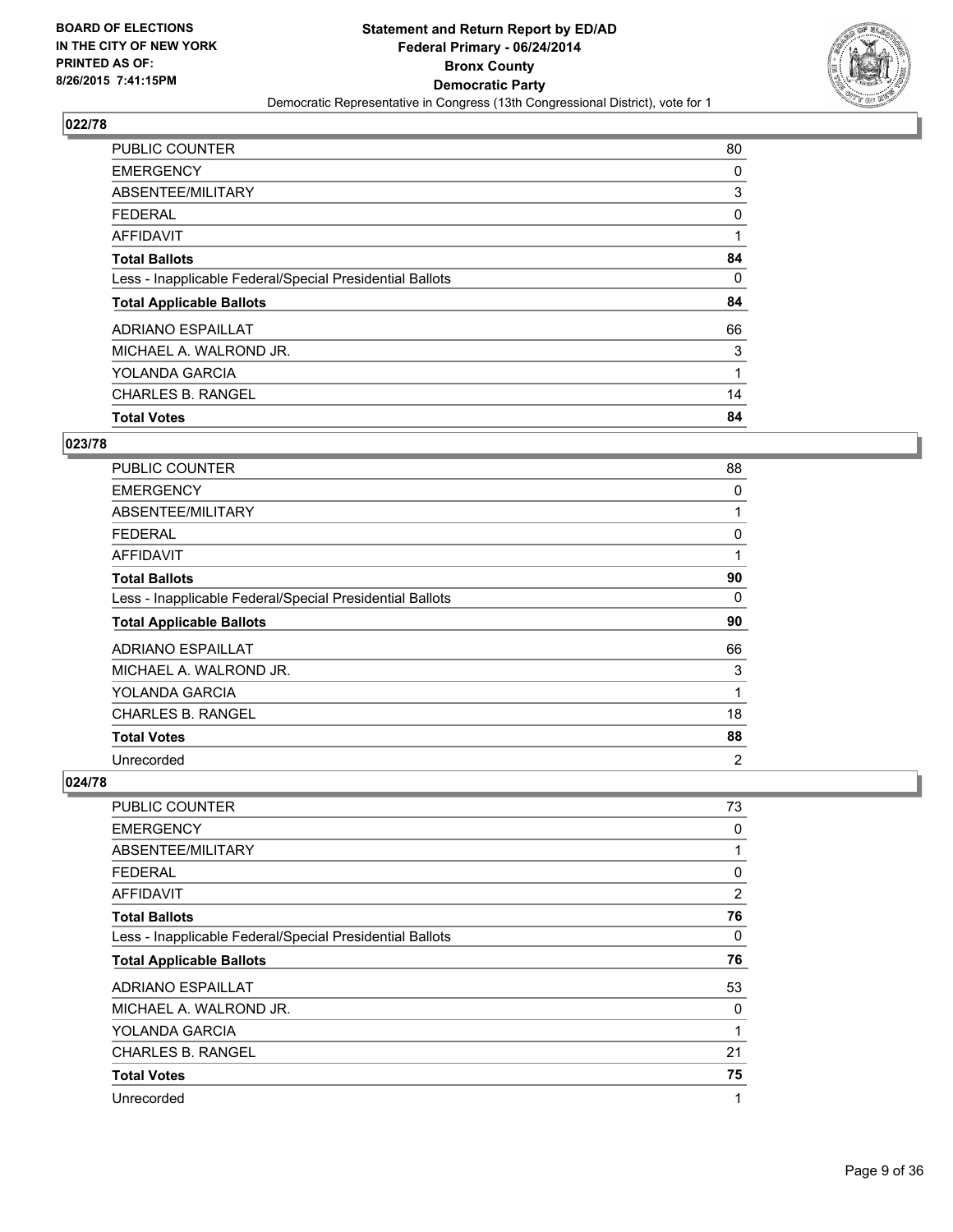**BOARD OF ELECTIONS IN THE CITY OF NEW YORK PRINTED AS OF: 8/26/2015 7:41:15PM**

**Statement and Return Report by ED/AD**
**Federal Primary - 06/24/2014**
**Bronx County**
**Democratic Party**
Democratic Representative in Congress (13th Congressional District), vote for 1

### 022/78

| | |
|---|---|
| PUBLIC COUNTER | 80 |
| EMERGENCY | 0 |
| ABSENTEE/MILITARY | 3 |
| FEDERAL | 0 |
| AFFIDAVIT | 1 |
| **Total Ballots** | **84** |
| Less - Inapplicable Federal/Special Presidential Ballots | 0 |
| **Total Applicable Ballots** | **84** |
| ADRIANO ESPAILLAT | 66 |
| MICHAEL A. WALROND JR. | 3 |
| YOLANDA GARCIA | 1 |
| CHARLES B. RANGEL | 14 |
| **Total Votes** | **84** |

### 023/78

| | |
|---|---|
| PUBLIC COUNTER | 88 |
| EMERGENCY | 0 |
| ABSENTEE/MILITARY | 1 |
| FEDERAL | 0 |
| AFFIDAVIT | 1 |
| **Total Ballots** | **90** |
| Less - Inapplicable Federal/Special Presidential Ballots | 0 |
| **Total Applicable Ballots** | **90** |
| ADRIANO ESPAILLAT | 66 |
| MICHAEL A. WALROND JR. | 3 |
| YOLANDA GARCIA | 1 |
| CHARLES B. RANGEL | 18 |
| **Total Votes** | **88** |
| Unrecorded | 2 |

### 024/78

| | |
|---|---|
| PUBLIC COUNTER | 73 |
| EMERGENCY | 0 |
| ABSENTEE/MILITARY | 1 |
| FEDERAL | 0 |
| AFFIDAVIT | 2 |
| **Total Ballots** | **76** |
| Less - Inapplicable Federal/Special Presidential Ballots | 0 |
| **Total Applicable Ballots** | **76** |
| ADRIANO ESPAILLAT | 53 |
| MICHAEL A. WALROND JR. | 0 |
| YOLANDA GARCIA | 1 |
| CHARLES B. RANGEL | 21 |
| **Total Votes** | **75** |
| Unrecorded | 1 |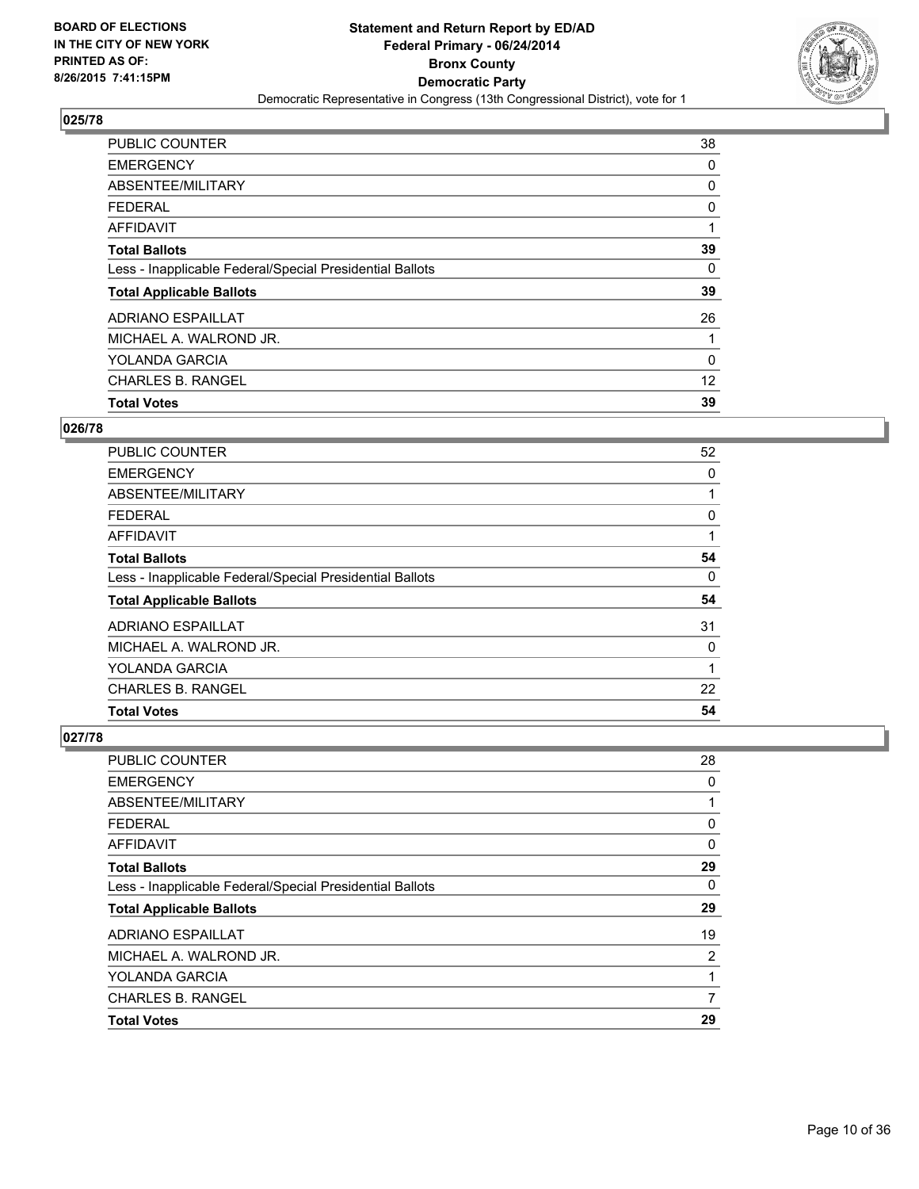BOARD OF ELECTIONS
IN THE CITY OF NEW YORK
PRINTED AS OF:
8/26/2015 7:41:15PM

# Statement and Return Report by ED/AD
## Federal Primary - 06/24/2014
## Bronx County
## Democratic Party
Democratic Representative in Congress (13th Congressional District), vote for 1

### 025/78

| | |
|---|---|
| PUBLIC COUNTER | 38 |
| EMERGENCY | 0 |
| ABSENTEE/MILITARY | 0 |
| FEDERAL | 0 |
| AFFIDAVIT | 1 |
| **Total Ballots** | **39** |
| Less - Inapplicable Federal/Special Presidential Ballots | 0 |
| **Total Applicable Ballots** | **39** |
| ADRIANO ESPAILLAT | 26 |
| MICHAEL A. WALROND JR. | 1 |
| YOLANDA GARCIA | 0 |
| CHARLES B. RANGEL | 12 |
| **Total Votes** | **39** |

### 026/78

| | |
|---|---|
| PUBLIC COUNTER | 52 |
| EMERGENCY | 0 |
| ABSENTEE/MILITARY | 1 |
| FEDERAL | 0 |
| AFFIDAVIT | 1 |
| **Total Ballots** | **54** |
| Less - Inapplicable Federal/Special Presidential Ballots | 0 |
| **Total Applicable Ballots** | **54** |
| ADRIANO ESPAILLAT | 31 |
| MICHAEL A. WALROND JR. | 0 |
| YOLANDA GARCIA | 1 |
| CHARLES B. RANGEL | 22 |
| **Total Votes** | **54** |

### 027/78

| | |
|---|---|
| PUBLIC COUNTER | 28 |
| EMERGENCY | 0 |
| ABSENTEE/MILITARY | 1 |
| FEDERAL | 0 |
| AFFIDAVIT | 0 |
| **Total Ballots** | **29** |
| Less - Inapplicable Federal/Special Presidential Ballots | 0 |
| **Total Applicable Ballots** | **29** |
| ADRIANO ESPAILLAT | 19 |
| MICHAEL A. WALROND JR. | 2 |
| YOLANDA GARCIA | 1 |
| CHARLES B. RANGEL | 7 |
| **Total Votes** | **29** |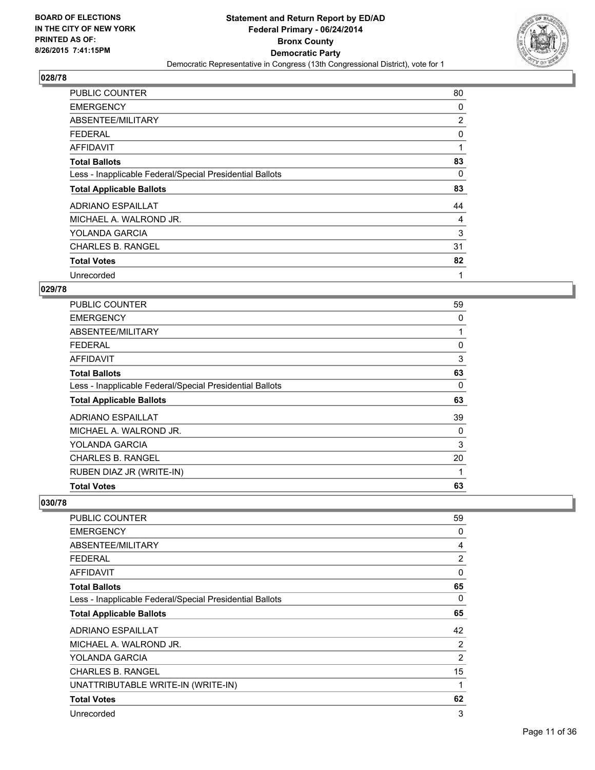BOARD OF ELECTIONS
IN THE CITY OF NEW YORK
PRINTED AS OF:
8/26/2015 7:41:15PM

**Statement and Return Report by ED/AD**
**Federal Primary - 06/24/2014**
**Bronx County**
**Democratic Party**
Democratic Representative in Congress (13th Congressional District), vote for 1

## 028/78

| | |
|---|---|
| PUBLIC COUNTER | 80 |
| EMERGENCY | 0 |
| ABSENTEE/MILITARY | 2 |
| FEDERAL | 0 |
| AFFIDAVIT | 1 |
| **Total Ballots** | **83** |
| Less - Inapplicable Federal/Special Presidential Ballots | 0 |
| **Total Applicable Ballots** | **83** |
| ADRIANO ESPAILLAT | 44 |
| MICHAEL A. WALROND JR. | 4 |
| YOLANDA GARCIA | 3 |
| CHARLES B. RANGEL | 31 |
| **Total Votes** | **82** |
| Unrecorded | 1 |

## 029/78

| | |
|---|---|
| PUBLIC COUNTER | 59 |
| EMERGENCY | 0 |
| ABSENTEE/MILITARY | 1 |
| FEDERAL | 0 |
| AFFIDAVIT | 3 |
| **Total Ballots** | **63** |
| Less - Inapplicable Federal/Special Presidential Ballots | 0 |
| **Total Applicable Ballots** | **63** |
| ADRIANO ESPAILLAT | 39 |
| MICHAEL A. WALROND JR. | 0 |
| YOLANDA GARCIA | 3 |
| CHARLES B. RANGEL | 20 |
| RUBEN DIAZ JR (WRITE-IN) | 1 |
| **Total Votes** | **63** |

## 030/78

| | |
|---|---|
| PUBLIC COUNTER | 59 |
| EMERGENCY | 0 |
| ABSENTEE/MILITARY | 4 |
| FEDERAL | 2 |
| AFFIDAVIT | 0 |
| **Total Ballots** | **65** |
| Less - Inapplicable Federal/Special Presidential Ballots | 0 |
| **Total Applicable Ballots** | **65** |
| ADRIANO ESPAILLAT | 42 |
| MICHAEL A. WALROND JR. | 2 |
| YOLANDA GARCIA | 2 |
| CHARLES B. RANGEL | 15 |
| UNATTRIBUTABLE WRITE-IN (WRITE-IN) | 1 |
| **Total Votes** | **62** |
| Unrecorded | 3 |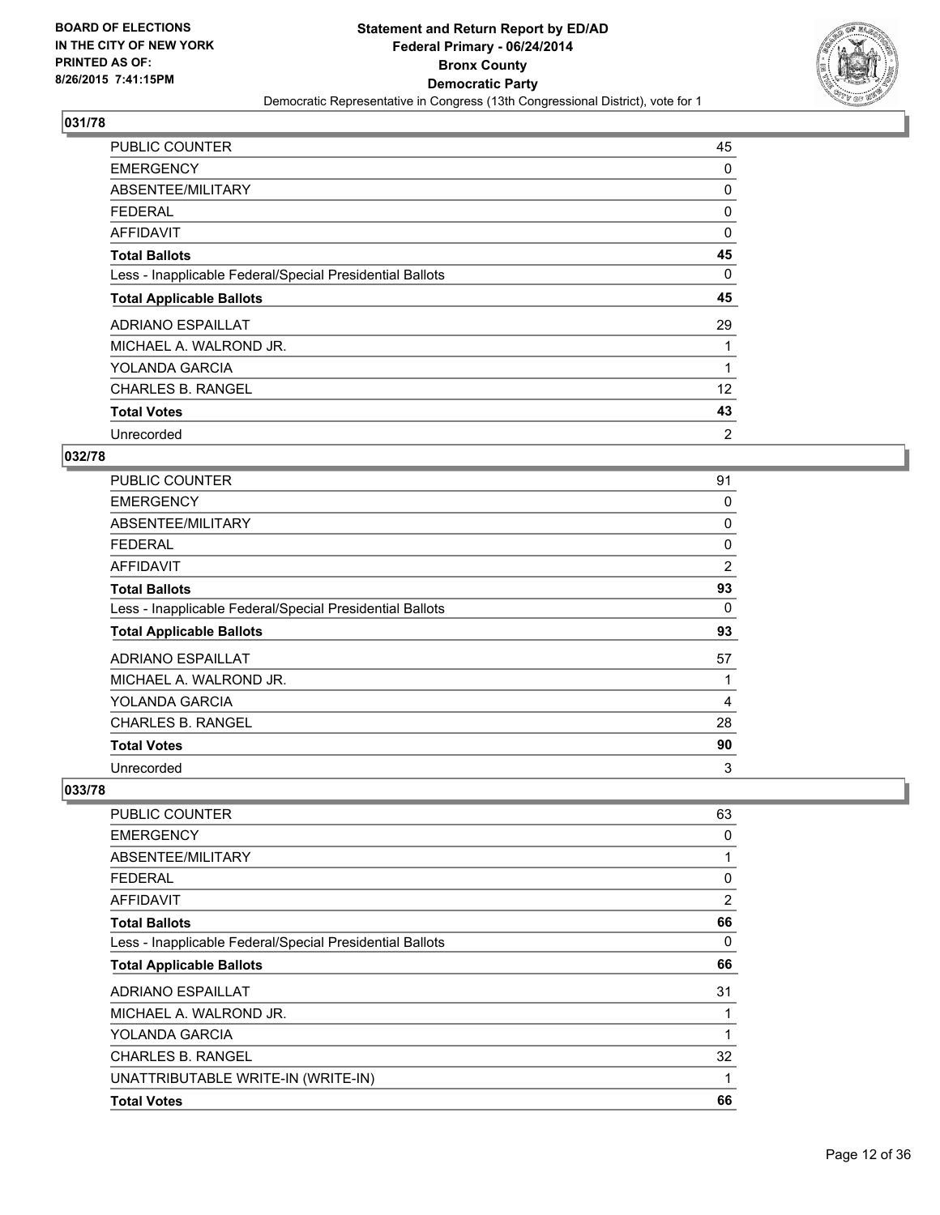**BOARD OF ELECTIONS IN THE CITY OF NEW YORK PRINTED AS OF: 8/26/2015 7:41:15PM**

**Statement and Return Report by ED/AD**
**Federal Primary - 06/24/2014**
**Bronx County**
**Democratic Party**
Democratic Representative in Congress (13th Congressional District), vote for 1

### 031/78

| | |
|---|---|
| PUBLIC COUNTER | 45 |
| EMERGENCY | 0 |
| ABSENTEE/MILITARY | 0 |
| FEDERAL | 0 |
| AFFIDAVIT | 0 |
| **Total Ballots** | **45** |
| Less - Inapplicable Federal/Special Presidential Ballots | 0 |
| **Total Applicable Ballots** | **45** |
| ADRIANO ESPAILLAT | 29 |
| MICHAEL A. WALROND JR. | 1 |
| YOLANDA GARCIA | 1 |
| CHARLES B. RANGEL | 12 |
| **Total Votes** | **43** |
| Unrecorded | 2 |

### 032/78

| | |
|---|---|
| PUBLIC COUNTER | 91 |
| EMERGENCY | 0 |
| ABSENTEE/MILITARY | 0 |
| FEDERAL | 0 |
| AFFIDAVIT | 2 |
| **Total Ballots** | **93** |
| Less - Inapplicable Federal/Special Presidential Ballots | 0 |
| **Total Applicable Ballots** | **93** |
| ADRIANO ESPAILLAT | 57 |
| MICHAEL A. WALROND JR. | 1 |
| YOLANDA GARCIA | 4 |
| CHARLES B. RANGEL | 28 |
| **Total Votes** | **90** |
| Unrecorded | 3 |

### 033/78

| | |
|---|---|
| PUBLIC COUNTER | 63 |
| EMERGENCY | 0 |
| ABSENTEE/MILITARY | 1 |
| FEDERAL | 0 |
| AFFIDAVIT | 2 |
| **Total Ballots** | **66** |
| Less - Inapplicable Federal/Special Presidential Ballots | 0 |
| **Total Applicable Ballots** | **66** |
| ADRIANO ESPAILLAT | 31 |
| MICHAEL A. WALROND JR. | 1 |
| YOLANDA GARCIA | 1 |
| CHARLES B. RANGEL | 32 |
| UNATTRIBUTABLE WRITE-IN (WRITE-IN) | 1 |
| **Total Votes** | **66** |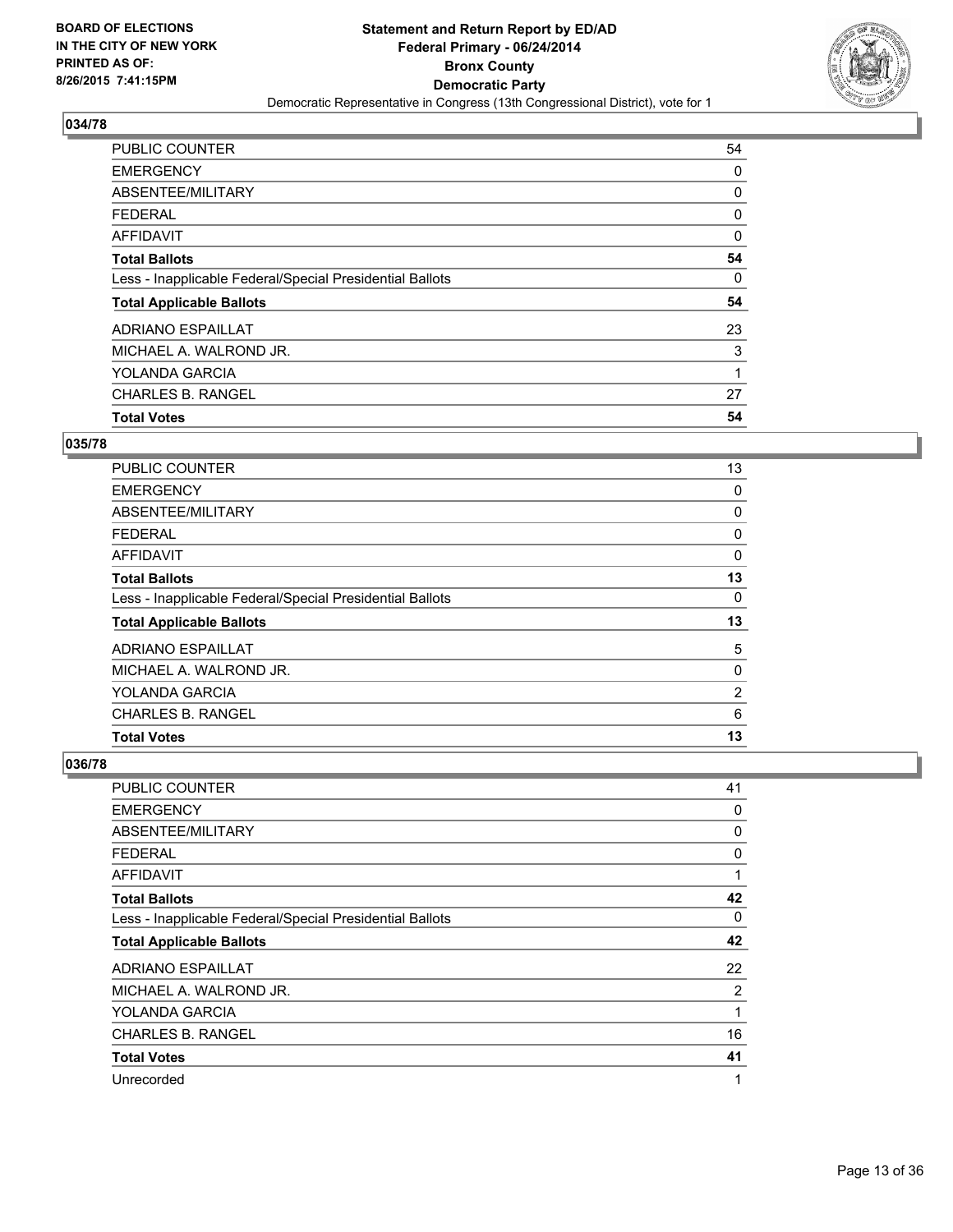BOARD OF ELECTIONS
IN THE CITY OF NEW YORK
PRINTED AS OF:
8/26/2015 7:41:15PM

**Statement and Return Report by ED/AD**
**Federal Primary - 06/24/2014**
**Bronx County**
**Democratic Party**
Democratic Representative in Congress (13th Congressional District), vote for 1

## 034/78

| | |
|---|---|
| PUBLIC COUNTER | 54 |
| EMERGENCY | 0 |
| ABSENTEE/MILITARY | 0 |
| FEDERAL | 0 |
| AFFIDAVIT | 0 |
| **Total Ballots** | **54** |
| Less - Inapplicable Federal/Special Presidential Ballots | 0 |
| **Total Applicable Ballots** | **54** |
| ADRIANO ESPAILLAT | 23 |
| MICHAEL A. WALROND JR. | 3 |
| YOLANDA GARCIA | 1 |
| CHARLES B. RANGEL | 27 |
| **Total Votes** | **54** |

## 035/78

| | |
|---|---|
| PUBLIC COUNTER | 13 |
| EMERGENCY | 0 |
| ABSENTEE/MILITARY | 0 |
| FEDERAL | 0 |
| AFFIDAVIT | 0 |
| **Total Ballots** | **13** |
| Less - Inapplicable Federal/Special Presidential Ballots | 0 |
| **Total Applicable Ballots** | **13** |
| ADRIANO ESPAILLAT | 5 |
| MICHAEL A. WALROND JR. | 0 |
| YOLANDA GARCIA | 2 |
| CHARLES B. RANGEL | 6 |
| **Total Votes** | **13** |

## 036/78

| | |
|---|---|
| PUBLIC COUNTER | 41 |
| EMERGENCY | 0 |
| ABSENTEE/MILITARY | 0 |
| FEDERAL | 0 |
| AFFIDAVIT | 1 |
| **Total Ballots** | **42** |
| Less - Inapplicable Federal/Special Presidential Ballots | 0 |
| **Total Applicable Ballots** | **42** |
| ADRIANO ESPAILLAT | 22 |
| MICHAEL A. WALROND JR. | 2 |
| YOLANDA GARCIA | 1 |
| CHARLES B. RANGEL | 16 |
| **Total Votes** | **41** |
| Unrecorded | 1 |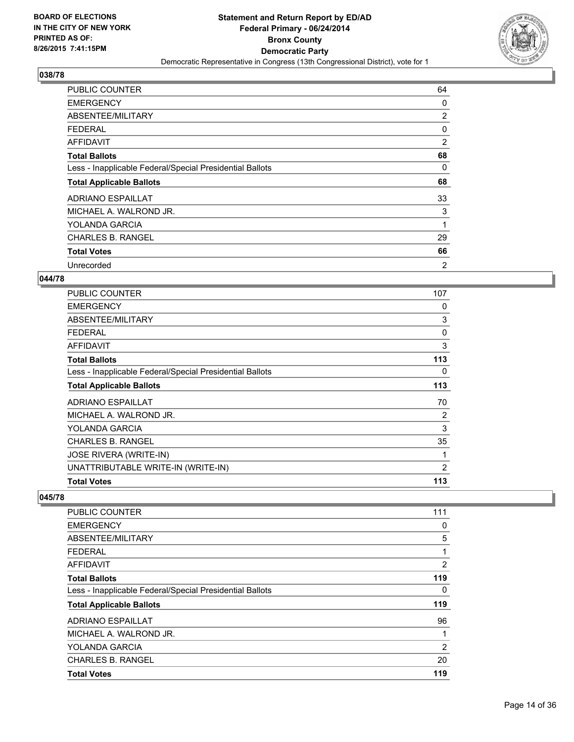**BOARD OF ELECTIONS IN THE CITY OF NEW YORK PRINTED AS OF: 8/26/2015 7:41:15PM**

**Statement and Return Report by ED/AD**
**Federal Primary - 06/24/2014**
**Bronx County**
**Democratic Party**
Democratic Representative in Congress (13th Congressional District), vote for 1

## 038/78

| | |
|---|---|
| PUBLIC COUNTER | 64 |
| EMERGENCY | 0 |
| ABSENTEE/MILITARY | 2 |
| FEDERAL | 0 |
| AFFIDAVIT | 2 |
| **Total Ballots** | **68** |
| Less - Inapplicable Federal/Special Presidential Ballots | 0 |
| **Total Applicable Ballots** | **68** |
| ADRIANO ESPAILLAT | 33 |
| MICHAEL A. WALROND JR. | 3 |
| YOLANDA GARCIA | 1 |
| CHARLES B. RANGEL | 29 |
| **Total Votes** | **66** |
| Unrecorded | 2 |

## 044/78

| | |
|---|---|
| PUBLIC COUNTER | 107 |
| EMERGENCY | 0 |
| ABSENTEE/MILITARY | 3 |
| FEDERAL | 0 |
| AFFIDAVIT | 3 |
| **Total Ballots** | **113** |
| Less - Inapplicable Federal/Special Presidential Ballots | 0 |
| **Total Applicable Ballots** | **113** |
| ADRIANO ESPAILLAT | 70 |
| MICHAEL A. WALROND JR. | 2 |
| YOLANDA GARCIA | 3 |
| CHARLES B. RANGEL | 35 |
| JOSE RIVERA (WRITE-IN) | 1 |
| UNATTRIBUTABLE WRITE-IN (WRITE-IN) | 2 |
| **Total Votes** | **113** |

## 045/78

| | |
|---|---|
| PUBLIC COUNTER | 111 |
| EMERGENCY | 0 |
| ABSENTEE/MILITARY | 5 |
| FEDERAL | 1 |
| AFFIDAVIT | 2 |
| **Total Ballots** | **119** |
| Less - Inapplicable Federal/Special Presidential Ballots | 0 |
| **Total Applicable Ballots** | **119** |
| ADRIANO ESPAILLAT | 96 |
| MICHAEL A. WALROND JR. | 1 |
| YOLANDA GARCIA | 2 |
| CHARLES B. RANGEL | 20 |
| **Total Votes** | **119** |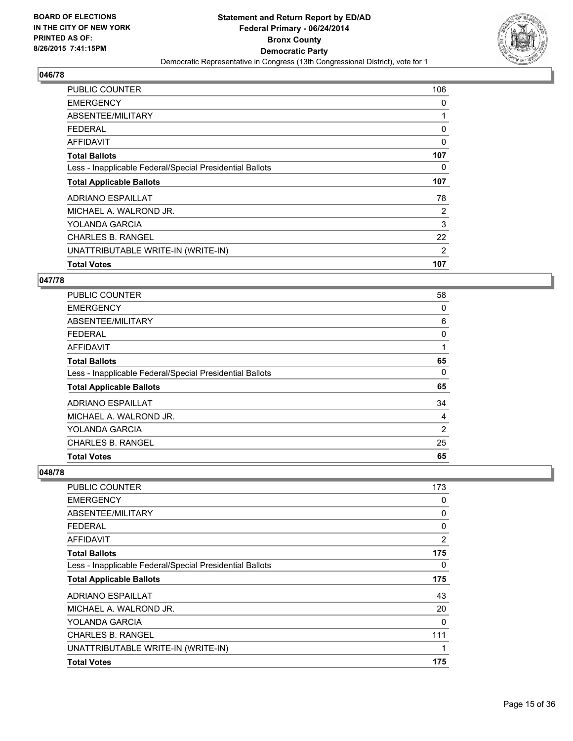BOARD OF ELECTIONS
IN THE CITY OF NEW YORK
PRINTED AS OF:
8/26/2015 7:41:15PM

**Statement and Return Report by ED/AD**
**Federal Primary - 06/24/2014**
**Bronx County**
**Democratic Party**
Democratic Representative in Congress (13th Congressional District), vote for 1

## 046/78

| | |
|---|---|
| PUBLIC COUNTER | 106 |
| EMERGENCY | 0 |
| ABSENTEE/MILITARY | 1 |
| FEDERAL | 0 |
| AFFIDAVIT | 0 |
| **Total Ballots** | **107** |
| Less - Inapplicable Federal/Special Presidential Ballots | 0 |
| **Total Applicable Ballots** | **107** |
| ADRIANO ESPAILLAT | 78 |
| MICHAEL A. WALROND JR. | 2 |
| YOLANDA GARCIA | 3 |
| CHARLES B. RANGEL | 22 |
| UNATTRIBUTABLE WRITE-IN (WRITE-IN) | 2 |
| **Total Votes** | **107** |

## 047/78

| | |
|---|---|
| PUBLIC COUNTER | 58 |
| EMERGENCY | 0 |
| ABSENTEE/MILITARY | 6 |
| FEDERAL | 0 |
| AFFIDAVIT | 1 |
| **Total Ballots** | **65** |
| Less - Inapplicable Federal/Special Presidential Ballots | 0 |
| **Total Applicable Ballots** | **65** |
| ADRIANO ESPAILLAT | 34 |
| MICHAEL A. WALROND JR. | 4 |
| YOLANDA GARCIA | 2 |
| CHARLES B. RANGEL | 25 |
| **Total Votes** | **65** |

## 048/78

| | |
|---|---|
| PUBLIC COUNTER | 173 |
| EMERGENCY | 0 |
| ABSENTEE/MILITARY | 0 |
| FEDERAL | 0 |
| AFFIDAVIT | 2 |
| **Total Ballots** | **175** |
| Less - Inapplicable Federal/Special Presidential Ballots | 0 |
| **Total Applicable Ballots** | **175** |
| ADRIANO ESPAILLAT | 43 |
| MICHAEL A. WALROND JR. | 20 |
| YOLANDA GARCIA | 0 |
| CHARLES B. RANGEL | 111 |
| UNATTRIBUTABLE WRITE-IN (WRITE-IN) | 1 |
| **Total Votes** | **175** |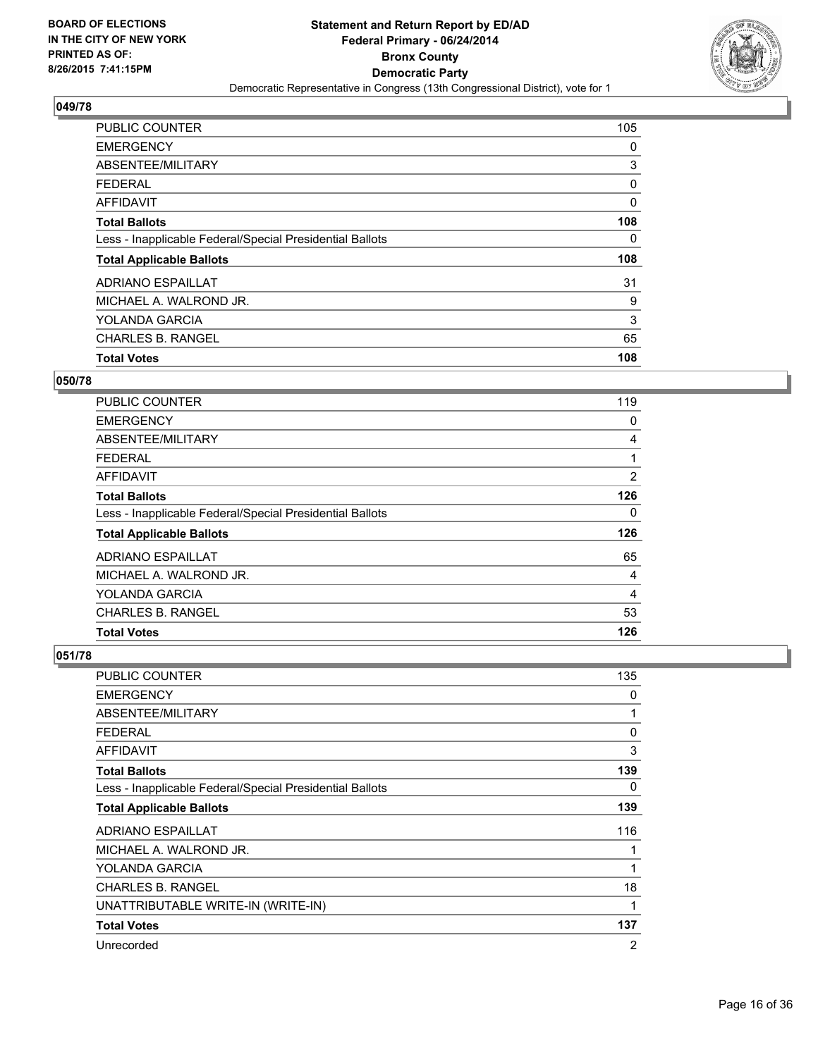BOARD OF ELECTIONS
IN THE CITY OF NEW YORK
PRINTED AS OF:
8/26/2015 7:41:15PM

**Statement and Return Report by ED/AD**
**Federal Primary - 06/24/2014**
**Bronx County**
**Democratic Party**
Democratic Representative in Congress (13th Congressional District), vote for 1

### 049/78

| | |
|---|---|
| PUBLIC COUNTER | 105 |
| EMERGENCY | 0 |
| ABSENTEE/MILITARY | 3 |
| FEDERAL | 0 |
| AFFIDAVIT | 0 |
| **Total Ballots** | **108** |
| Less - Inapplicable Federal/Special Presidential Ballots | 0 |
| **Total Applicable Ballots** | **108** |
| ADRIANO ESPAILLAT | 31 |
| MICHAEL A. WALROND JR. | 9 |
| YOLANDA GARCIA | 3 |
| CHARLES B. RANGEL | 65 |
| **Total Votes** | **108** |

### 050/78

| | |
|---|---|
| PUBLIC COUNTER | 119 |
| EMERGENCY | 0 |
| ABSENTEE/MILITARY | 4 |
| FEDERAL | 1 |
| AFFIDAVIT | 2 |
| **Total Ballots** | **126** |
| Less - Inapplicable Federal/Special Presidential Ballots | 0 |
| **Total Applicable Ballots** | **126** |
| ADRIANO ESPAILLAT | 65 |
| MICHAEL A. WALROND JR. | 4 |
| YOLANDA GARCIA | 4 |
| CHARLES B. RANGEL | 53 |
| **Total Votes** | **126** |

### 051/78

| | |
|---|---|
| PUBLIC COUNTER | 135 |
| EMERGENCY | 0 |
| ABSENTEE/MILITARY | 1 |
| FEDERAL | 0 |
| AFFIDAVIT | 3 |
| **Total Ballots** | **139** |
| Less - Inapplicable Federal/Special Presidential Ballots | 0 |
| **Total Applicable Ballots** | **139** |
| ADRIANO ESPAILLAT | 116 |
| MICHAEL A. WALROND JR. | 1 |
| YOLANDA GARCIA | 1 |
| CHARLES B. RANGEL | 18 |
| UNATTRIBUTABLE WRITE-IN (WRITE-IN) | 1 |
| **Total Votes** | **137** |
| Unrecorded | 2 |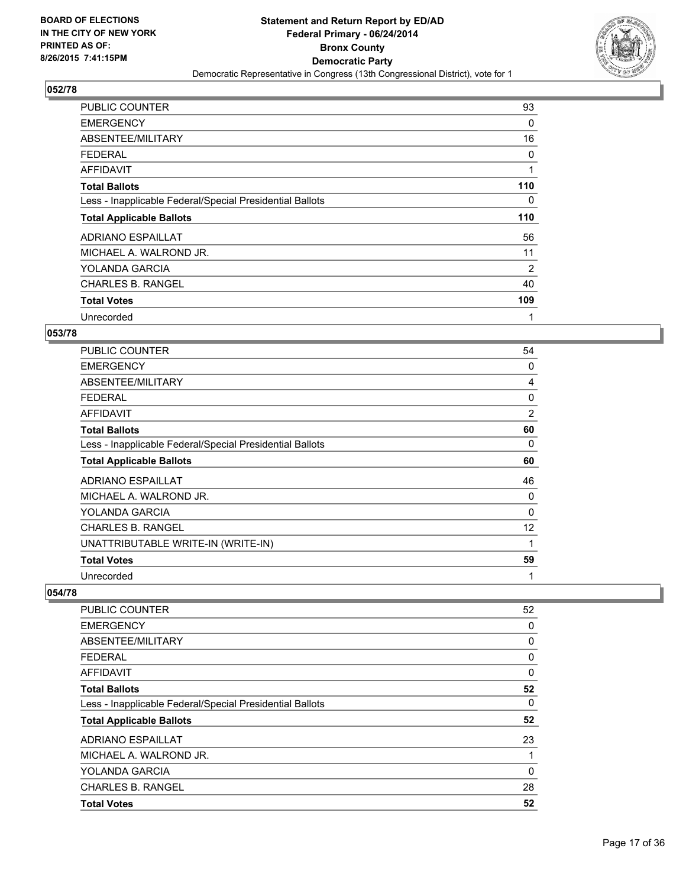BOARD OF ELECTIONS
IN THE CITY OF NEW YORK
PRINTED AS OF:
8/26/2015 7:41:15PM

**Statement and Return Report by ED/AD**
**Federal Primary - 06/24/2014**
**Bronx County**
**Democratic Party**
Democratic Representative in Congress (13th Congressional District), vote for 1

### 052/78

| | |
|---|---|
| PUBLIC COUNTER | 93 |
| EMERGENCY | 0 |
| ABSENTEE/MILITARY | 16 |
| FEDERAL | 0 |
| AFFIDAVIT | 1 |
| **Total Ballots** | **110** |
| Less - Inapplicable Federal/Special Presidential Ballots | 0 |
| **Total Applicable Ballots** | **110** |
| ADRIANO ESPAILLAT | 56 |
| MICHAEL A. WALROND JR. | 11 |
| YOLANDA GARCIA | 2 |
| CHARLES B. RANGEL | 40 |
| **Total Votes** | **109** |
| Unrecorded | 1 |

### 053/78

| | |
|---|---|
| PUBLIC COUNTER | 54 |
| EMERGENCY | 0 |
| ABSENTEE/MILITARY | 4 |
| FEDERAL | 0 |
| AFFIDAVIT | 2 |
| **Total Ballots** | **60** |
| Less - Inapplicable Federal/Special Presidential Ballots | 0 |
| **Total Applicable Ballots** | **60** |
| ADRIANO ESPAILLAT | 46 |
| MICHAEL A. WALROND JR. | 0 |
| YOLANDA GARCIA | 0 |
| CHARLES B. RANGEL | 12 |
| UNATTRIBUTABLE WRITE-IN (WRITE-IN) | 1 |
| **Total Votes** | **59** |
| Unrecorded | 1 |

### 054/78

| | |
|---|---|
| PUBLIC COUNTER | 52 |
| EMERGENCY | 0 |
| ABSENTEE/MILITARY | 0 |
| FEDERAL | 0 |
| AFFIDAVIT | 0 |
| **Total Ballots** | **52** |
| Less - Inapplicable Federal/Special Presidential Ballots | 0 |
| **Total Applicable Ballots** | **52** |
| ADRIANO ESPAILLAT | 23 |
| MICHAEL A. WALROND JR. | 1 |
| YOLANDA GARCIA | 0 |
| CHARLES B. RANGEL | 28 |
| **Total Votes** | **52** |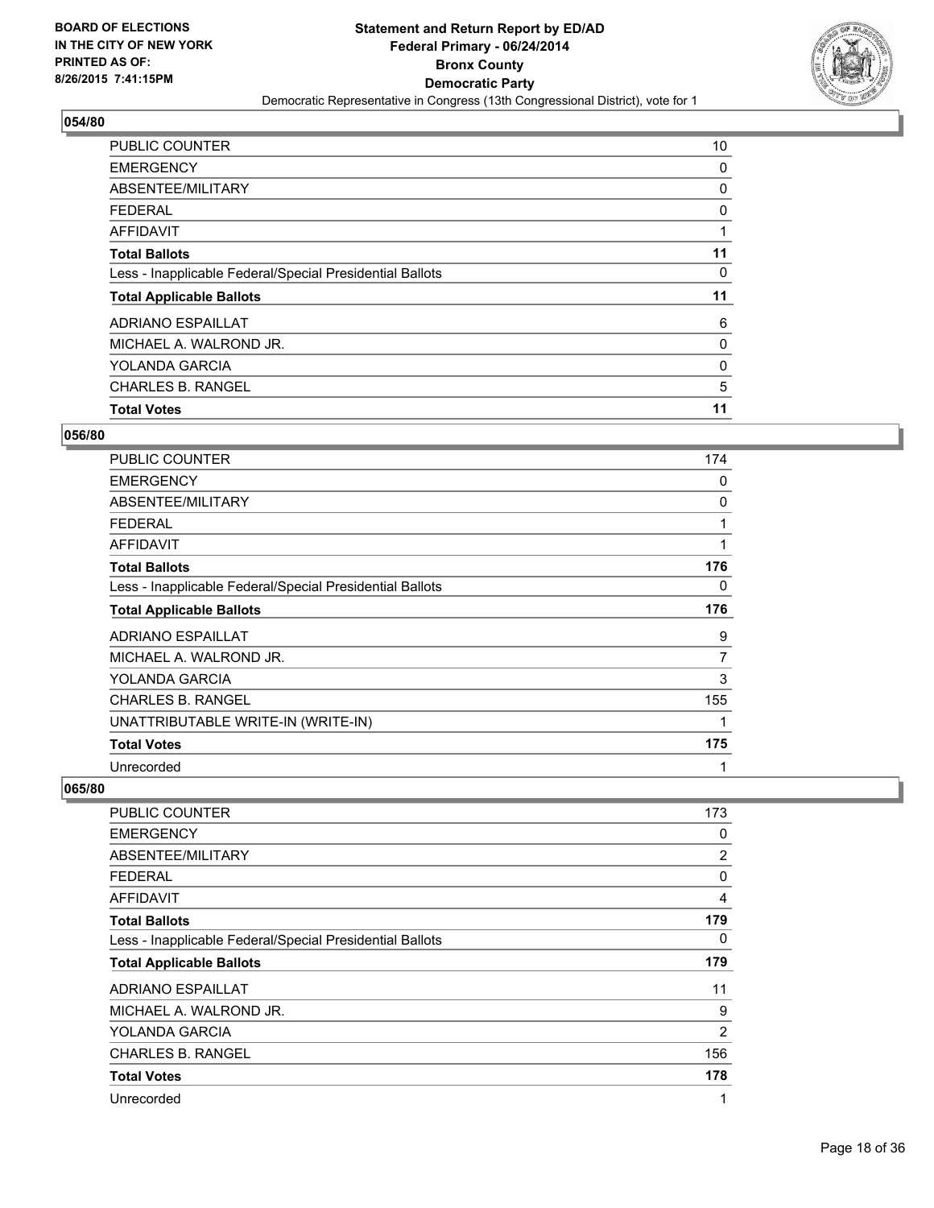**BOARD OF ELECTIONS IN THE CITY OF NEW YORK PRINTED AS OF: 8/26/2015 7:41:15PM**

**Statement and Return Report by ED/AD Federal Primary - 06/24/2014 Bronx County Democratic Party**

Democratic Representative in Congress (13th Congressional District), vote for 1

## 054/80

| | |
|---|---|
| PUBLIC COUNTER | 10 |
| EMERGENCY | 0 |
| ABSENTEE/MILITARY | 0 |
| FEDERAL | 0 |
| AFFIDAVIT | 1 |
| **Total Ballots** | **11** |
| Less - Inapplicable Federal/Special Presidential Ballots | 0 |
| **Total Applicable Ballots** | **11** |
| ADRIANO ESPAILLAT | 6 |
| MICHAEL A. WALROND JR. | 0 |
| YOLANDA GARCIA | 0 |
| CHARLES B. RANGEL | 5 |
| **Total Votes** | **11** |

## 056/80

| | |
|---|---|
| PUBLIC COUNTER | 174 |
| EMERGENCY | 0 |
| ABSENTEE/MILITARY | 0 |
| FEDERAL | 1 |
| AFFIDAVIT | 1 |
| **Total Ballots** | **176** |
| Less - Inapplicable Federal/Special Presidential Ballots | 0 |
| **Total Applicable Ballots** | **176** |
| ADRIANO ESPAILLAT | 9 |
| MICHAEL A. WALROND JR. | 7 |
| YOLANDA GARCIA | 3 |
| CHARLES B. RANGEL | 155 |
| UNATTRIBUTABLE WRITE-IN (WRITE-IN) | 1 |
| **Total Votes** | **175** |
| Unrecorded | 1 |

## 065/80

| | |
|---|---|
| PUBLIC COUNTER | 173 |
| EMERGENCY | 0 |
| ABSENTEE/MILITARY | 2 |
| FEDERAL | 0 |
| AFFIDAVIT | 4 |
| **Total Ballots** | **179** |
| Less - Inapplicable Federal/Special Presidential Ballots | 0 |
| **Total Applicable Ballots** | **179** |
| ADRIANO ESPAILLAT | 11 |
| MICHAEL A. WALROND JR. | 9 |
| YOLANDA GARCIA | 2 |
| CHARLES B. RANGEL | 156 |
| **Total Votes** | **178** |
| Unrecorded | 1 |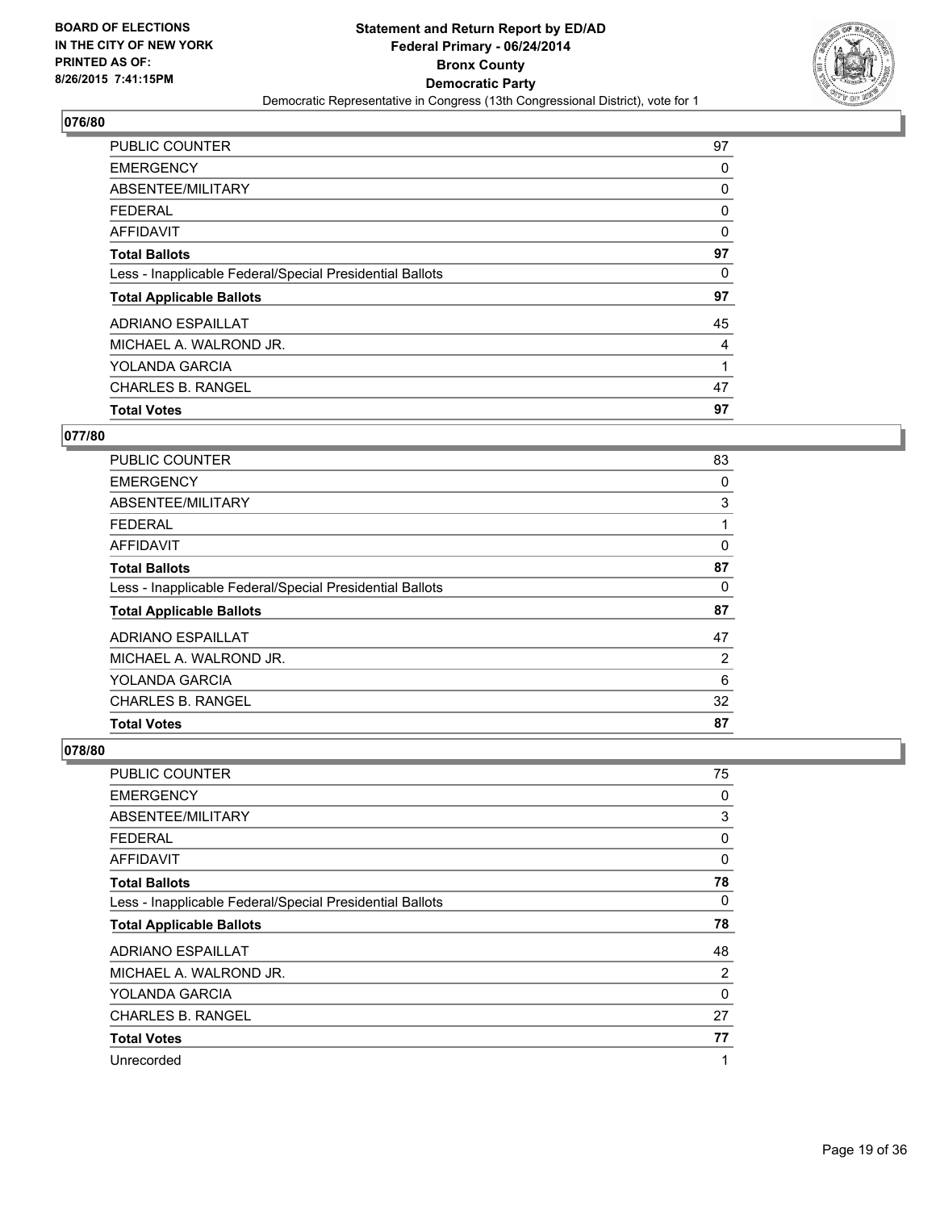**Statement and Return Report by ED/AD**
**Federal Primary - 06/24/2014**
**Bronx County**
**Democratic Party**
Democratic Representative in Congress (13th Congressional District), vote for 1

BOARD OF ELECTIONS IN THE CITY OF NEW YORK PRINTED AS OF: 8/26/2015 7:41:15PM

## 076/80

| | |
|---|---|
| PUBLIC COUNTER | 97 |
| EMERGENCY | 0 |
| ABSENTEE/MILITARY | 0 |
| FEDERAL | 0 |
| AFFIDAVIT | 0 |
| **Total Ballots** | **97** |
| Less - Inapplicable Federal/Special Presidential Ballots | 0 |
| **Total Applicable Ballots** | **97** |
| ADRIANO ESPAILLAT | 45 |
| MICHAEL A. WALROND JR. | 4 |
| YOLANDA GARCIA | 1 |
| CHARLES B. RANGEL | 47 |
| **Total Votes** | **97** |

## 077/80

| | |
|---|---|
| PUBLIC COUNTER | 83 |
| EMERGENCY | 0 |
| ABSENTEE/MILITARY | 3 |
| FEDERAL | 1 |
| AFFIDAVIT | 0 |
| **Total Ballots** | **87** |
| Less - Inapplicable Federal/Special Presidential Ballots | 0 |
| **Total Applicable Ballots** | **87** |
| ADRIANO ESPAILLAT | 47 |
| MICHAEL A. WALROND JR. | 2 |
| YOLANDA GARCIA | 6 |
| CHARLES B. RANGEL | 32 |
| **Total Votes** | **87** |

## 078/80

| | |
|---|---|
| PUBLIC COUNTER | 75 |
| EMERGENCY | 0 |
| ABSENTEE/MILITARY | 3 |
| FEDERAL | 0 |
| AFFIDAVIT | 0 |
| **Total Ballots** | **78** |
| Less - Inapplicable Federal/Special Presidential Ballots | 0 |
| **Total Applicable Ballots** | **78** |
| ADRIANO ESPAILLAT | 48 |
| MICHAEL A. WALROND JR. | 2 |
| YOLANDA GARCIA | 0 |
| CHARLES B. RANGEL | 27 |
| **Total Votes** | **77** |
| Unrecorded | 1 |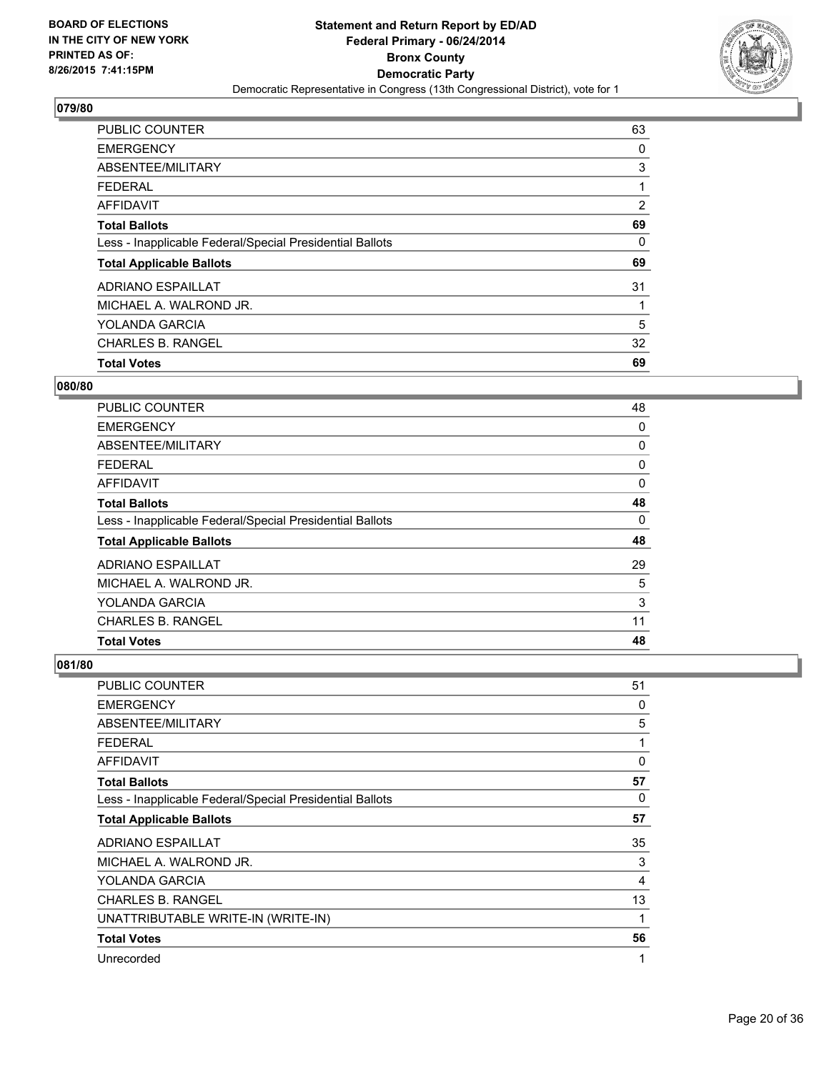**BOARD OF ELECTIONS IN THE CITY OF NEW YORK PRINTED AS OF: 8/26/2015 7:41:15PM**

# Statement and Return Report by ED/AD
## Federal Primary - 06/24/2014
## Bronx County
## Democratic Party
### Democratic Representative in Congress (13th Congressional District), vote for 1

### 079/80

| | |
|---|---|
| PUBLIC COUNTER | 63 |
| EMERGENCY | 0 |
| ABSENTEE/MILITARY | 3 |
| FEDERAL | 1 |
| AFFIDAVIT | 2 |
| **Total Ballots** | **69** |
| Less - Inapplicable Federal/Special Presidential Ballots | 0 |
| **Total Applicable Ballots** | **69** |
| ADRIANO ESPAILLAT | 31 |
| MICHAEL A. WALROND JR. | 1 |
| YOLANDA GARCIA | 5 |
| CHARLES B. RANGEL | 32 |
| **Total Votes** | **69** |

### 080/80

| | |
|---|---|
| PUBLIC COUNTER | 48 |
| EMERGENCY | 0 |
| ABSENTEE/MILITARY | 0 |
| FEDERAL | 0 |
| AFFIDAVIT | 0 |
| **Total Ballots** | **48** |
| Less - Inapplicable Federal/Special Presidential Ballots | 0 |
| **Total Applicable Ballots** | **48** |
| ADRIANO ESPAILLAT | 29 |
| MICHAEL A. WALROND JR. | 5 |
| YOLANDA GARCIA | 3 |
| CHARLES B. RANGEL | 11 |
| **Total Votes** | **48** |

### 081/80

| | |
|---|---|
| PUBLIC COUNTER | 51 |
| EMERGENCY | 0 |
| ABSENTEE/MILITARY | 5 |
| FEDERAL | 1 |
| AFFIDAVIT | 0 |
| **Total Ballots** | **57** |
| Less - Inapplicable Federal/Special Presidential Ballots | 0 |
| **Total Applicable Ballots** | **57** |
| ADRIANO ESPAILLAT | 35 |
| MICHAEL A. WALROND JR. | 3 |
| YOLANDA GARCIA | 4 |
| CHARLES B. RANGEL | 13 |
| UNATTRIBUTABLE WRITE-IN (WRITE-IN) | 1 |
| **Total Votes** | **56** |
| Unrecorded | 1 |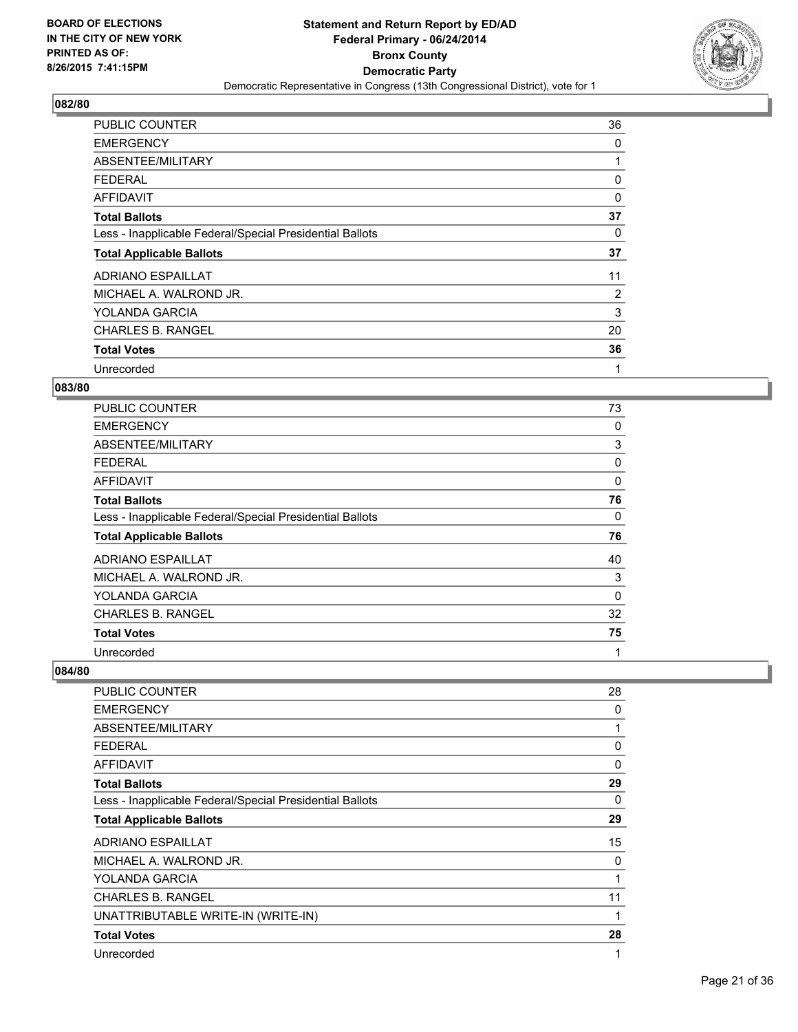**BOARD OF ELECTIONS IN THE CITY OF NEW YORK PRINTED AS OF: 8/26/2015 7:41:15PM**

**Statement and Return Report by ED/AD**
**Federal Primary - 06/24/2014**
**Bronx County**
**Democratic Party**
Democratic Representative in Congress (13th Congressional District), vote for 1

### 082/80

| | |
|---|---|
| PUBLIC COUNTER | 36 |
| EMERGENCY | 0 |
| ABSENTEE/MILITARY | 1 |
| FEDERAL | 0 |
| AFFIDAVIT | 0 |
| **Total Ballots** | **37** |
| Less - Inapplicable Federal/Special Presidential Ballots | 0 |
| **Total Applicable Ballots** | **37** |
| ADRIANO ESPAILLAT | 11 |
| MICHAEL A. WALROND JR. | 2 |
| YOLANDA GARCIA | 3 |
| CHARLES B. RANGEL | 20 |
| **Total Votes** | **36** |
| Unrecorded | 1 |

### 083/80

| | |
|---|---|
| PUBLIC COUNTER | 73 |
| EMERGENCY | 0 |
| ABSENTEE/MILITARY | 3 |
| FEDERAL | 0 |
| AFFIDAVIT | 0 |
| **Total Ballots** | **76** |
| Less - Inapplicable Federal/Special Presidential Ballots | 0 |
| **Total Applicable Ballots** | **76** |
| ADRIANO ESPAILLAT | 40 |
| MICHAEL A. WALROND JR. | 3 |
| YOLANDA GARCIA | 0 |
| CHARLES B. RANGEL | 32 |
| **Total Votes** | **75** |
| Unrecorded | 1 |

### 084/80

| | |
|---|---|
| PUBLIC COUNTER | 28 |
| EMERGENCY | 0 |
| ABSENTEE/MILITARY | 1 |
| FEDERAL | 0 |
| AFFIDAVIT | 0 |
| **Total Ballots** | **29** |
| Less - Inapplicable Federal/Special Presidential Ballots | 0 |
| **Total Applicable Ballots** | **29** |
| ADRIANO ESPAILLAT | 15 |
| MICHAEL A. WALROND JR. | 0 |
| YOLANDA GARCIA | 1 |
| CHARLES B. RANGEL | 11 |
| UNATTRIBUTABLE WRITE-IN (WRITE-IN) | 1 |
| **Total Votes** | **28** |
| Unrecorded | 1 |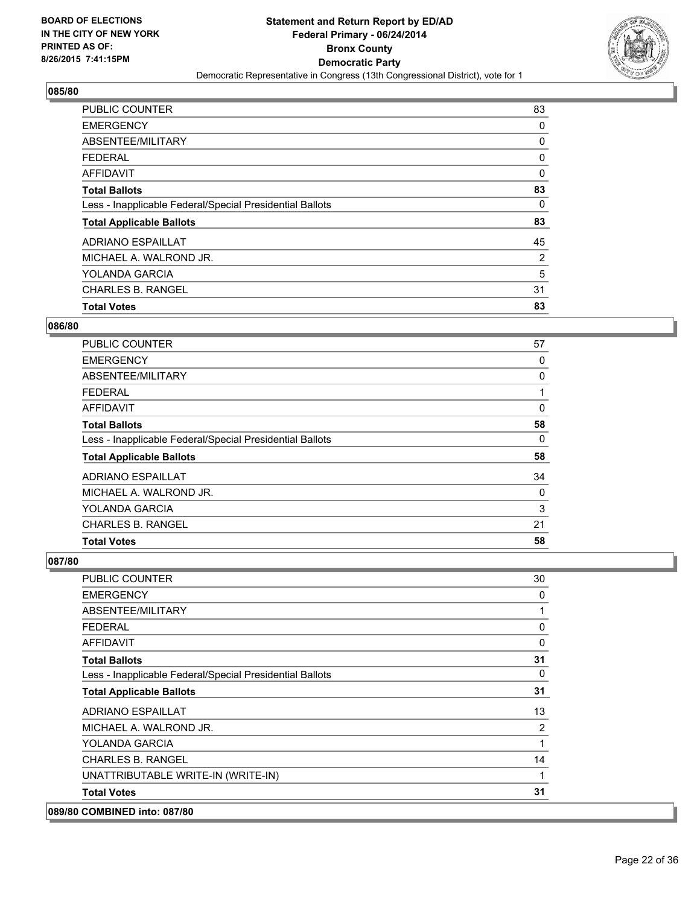BOARD OF ELECTIONS
IN THE CITY OF NEW YORK
PRINTED AS OF:
8/26/2015 7:41:15PM

**Statement and Return Report by ED/AD**
**Federal Primary - 06/24/2014**
**Bronx County**
**Democratic Party**
Democratic Representative in Congress (13th Congressional District), vote for 1

### 085/80

| | |
|---|---|
| PUBLIC COUNTER | 83 |
| EMERGENCY | 0 |
| ABSENTEE/MILITARY | 0 |
| FEDERAL | 0 |
| AFFIDAVIT | 0 |
| **Total Ballots** | **83** |
| Less - Inapplicable Federal/Special Presidential Ballots | 0 |
| **Total Applicable Ballots** | **83** |
| ADRIANO ESPAILLAT | 45 |
| MICHAEL A. WALROND JR. | 2 |
| YOLANDA GARCIA | 5 |
| CHARLES B. RANGEL | 31 |
| **Total Votes** | **83** |

### 086/80

| | |
|---|---|
| PUBLIC COUNTER | 57 |
| EMERGENCY | 0 |
| ABSENTEE/MILITARY | 0 |
| FEDERAL | 1 |
| AFFIDAVIT | 0 |
| **Total Ballots** | **58** |
| Less - Inapplicable Federal/Special Presidential Ballots | 0 |
| **Total Applicable Ballots** | **58** |
| ADRIANO ESPAILLAT | 34 |
| MICHAEL A. WALROND JR. | 0 |
| YOLANDA GARCIA | 3 |
| CHARLES B. RANGEL | 21 |
| **Total Votes** | **58** |

### 087/80

| | |
|---|---|
| PUBLIC COUNTER | 30 |
| EMERGENCY | 0 |
| ABSENTEE/MILITARY | 1 |
| FEDERAL | 0 |
| AFFIDAVIT | 0 |
| **Total Ballots** | **31** |
| Less - Inapplicable Federal/Special Presidential Ballots | 0 |
| **Total Applicable Ballots** | **31** |
| ADRIANO ESPAILLAT | 13 |
| MICHAEL A. WALROND JR. | 2 |
| YOLANDA GARCIA | 1 |
| CHARLES B. RANGEL | 14 |
| UNATTRIBUTABLE WRITE-IN (WRITE-IN) | 1 |
| **Total Votes** | **31** |

### 089/80 COMBINED into: 087/80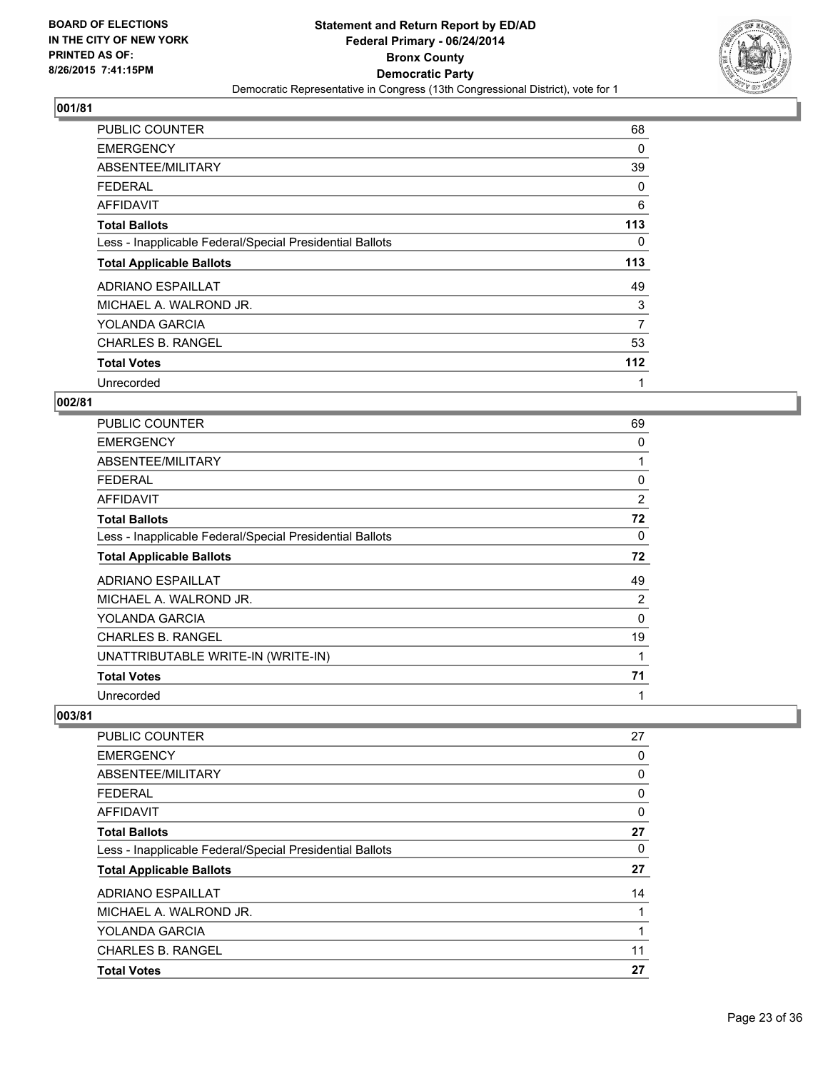**BOARD OF ELECTIONS IN THE CITY OF NEW YORK PRINTED AS OF: 8/26/2015 7:41:15PM**

# Statement and Return Report by ED/AD
## Federal Primary - 06/24/2014
## Bronx County
## Democratic Party
### Democratic Representative in Congress (13th Congressional District), vote for 1

### 001/81

| | |
|---|---|
| PUBLIC COUNTER | 68 |
| EMERGENCY | 0 |
| ABSENTEE/MILITARY | 39 |
| FEDERAL | 0 |
| AFFIDAVIT | 6 |
| **Total Ballots** | **113** |
| Less - Inapplicable Federal/Special Presidential Ballots | 0 |
| **Total Applicable Ballots** | **113** |
| ADRIANO ESPAILLAT | 49 |
| MICHAEL A. WALROND JR. | 3 |
| YOLANDA GARCIA | 7 |
| CHARLES B. RANGEL | 53 |
| **Total Votes** | **112** |
| Unrecorded | 1 |

### 002/81

| | |
|---|---|
| PUBLIC COUNTER | 69 |
| EMERGENCY | 0 |
| ABSENTEE/MILITARY | 1 |
| FEDERAL | 0 |
| AFFIDAVIT | 2 |
| **Total Ballots** | **72** |
| Less - Inapplicable Federal/Special Presidential Ballots | 0 |
| **Total Applicable Ballots** | **72** |
| ADRIANO ESPAILLAT | 49 |
| MICHAEL A. WALROND JR. | 2 |
| YOLANDA GARCIA | 0 |
| CHARLES B. RANGEL | 19 |
| UNATTRIBUTABLE WRITE-IN (WRITE-IN) | 1 |
| **Total Votes** | **71** |
| Unrecorded | 1 |

### 003/81

| | |
|---|---|
| PUBLIC COUNTER | 27 |
| EMERGENCY | 0 |
| ABSENTEE/MILITARY | 0 |
| FEDERAL | 0 |
| AFFIDAVIT | 0 |
| **Total Ballots** | **27** |
| Less - Inapplicable Federal/Special Presidential Ballots | 0 |
| **Total Applicable Ballots** | **27** |
| ADRIANO ESPAILLAT | 14 |
| MICHAEL A. WALROND JR. | 1 |
| YOLANDA GARCIA | 1 |
| CHARLES B. RANGEL | 11 |
| **Total Votes** | **27** |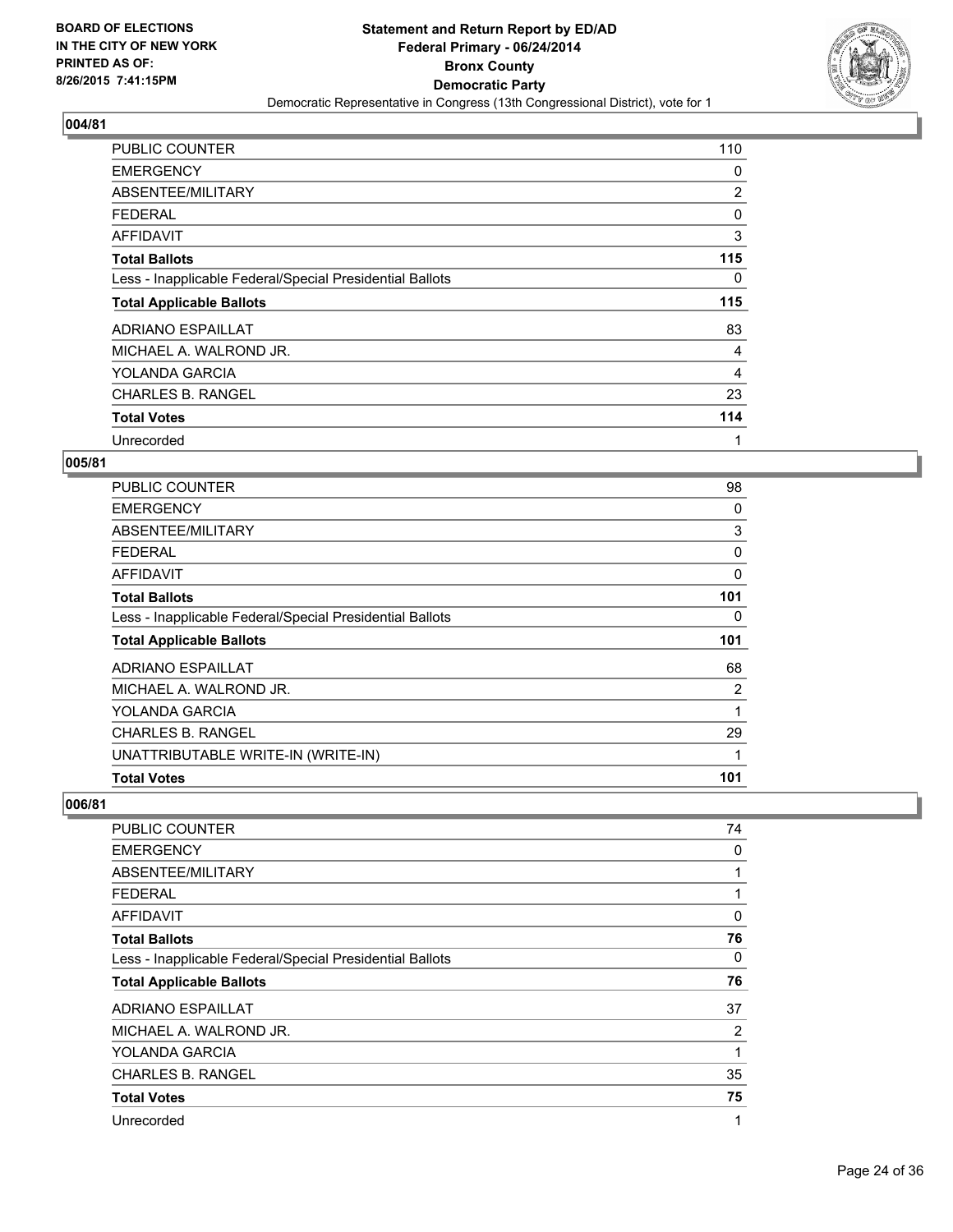BOARD OF ELECTIONS
IN THE CITY OF NEW YORK
PRINTED AS OF:
8/26/2015 7:41:15PM

# Statement and Return Report by ED/AD
## Federal Primary - 06/24/2014
## Bronx County
## Democratic Party
### Democratic Representative in Congress (13th Congressional District), vote for 1

**004/81**

| | |
|---|---|
| PUBLIC COUNTER | 110 |
| EMERGENCY | 0 |
| ABSENTEE/MILITARY | 2 |
| FEDERAL | 0 |
| AFFIDAVIT | 3 |
| **Total Ballots** | **115** |
| Less - Inapplicable Federal/Special Presidential Ballots | 0 |
| **Total Applicable Ballots** | **115** |
| ADRIANO ESPAILLAT | 83 |
| MICHAEL A. WALROND JR. | 4 |
| YOLANDA GARCIA | 4 |
| CHARLES B. RANGEL | 23 |
| **Total Votes** | **114** |
| Unrecorded | 1 |

**005/81**

| | |
|---|---|
| PUBLIC COUNTER | 98 |
| EMERGENCY | 0 |
| ABSENTEE/MILITARY | 3 |
| FEDERAL | 0 |
| AFFIDAVIT | 0 |
| **Total Ballots** | **101** |
| Less - Inapplicable Federal/Special Presidential Ballots | 0 |
| **Total Applicable Ballots** | **101** |
| ADRIANO ESPAILLAT | 68 |
| MICHAEL A. WALROND JR. | 2 |
| YOLANDA GARCIA | 1 |
| CHARLES B. RANGEL | 29 |
| UNATTRIBUTABLE WRITE-IN (WRITE-IN) | 1 |
| **Total Votes** | **101** |

**006/81**

| | |
|---|---|
| PUBLIC COUNTER | 74 |
| EMERGENCY | 0 |
| ABSENTEE/MILITARY | 1 |
| FEDERAL | 1 |
| AFFIDAVIT | 0 |
| **Total Ballots** | **76** |
| Less - Inapplicable Federal/Special Presidential Ballots | 0 |
| **Total Applicable Ballots** | **76** |
| ADRIANO ESPAILLAT | 37 |
| MICHAEL A. WALROND JR. | 2 |
| YOLANDA GARCIA | 1 |
| CHARLES B. RANGEL | 35 |
| **Total Votes** | **75** |
| Unrecorded | 1 |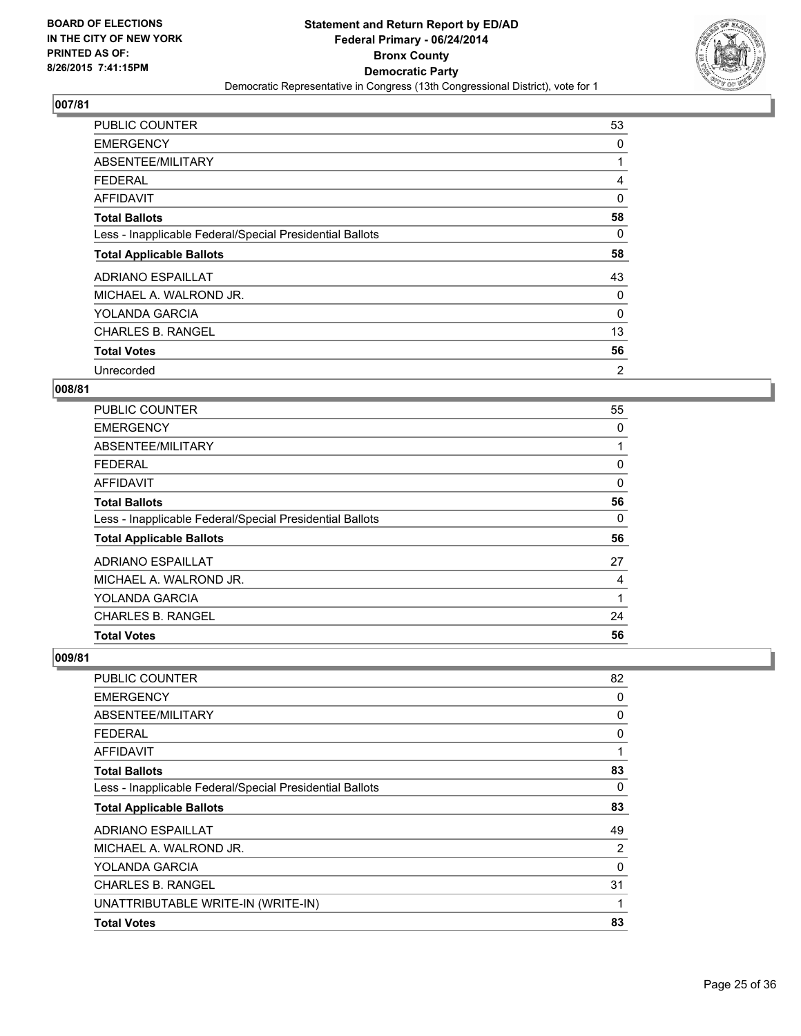BOARD OF ELECTIONS
IN THE CITY OF NEW YORK
PRINTED AS OF:
8/26/2015 7:41:15PM

**Statement and Return Report by ED/AD**
**Federal Primary - 06/24/2014**
**Bronx County**
**Democratic Party**
Democratic Representative in Congress (13th Congressional District), vote for 1

## 007/81

| | |
|---|---|
| PUBLIC COUNTER | 53 |
| EMERGENCY | 0 |
| ABSENTEE/MILITARY | 1 |
| FEDERAL | 4 |
| AFFIDAVIT | 0 |
| **Total Ballots** | **58** |
| Less - Inapplicable Federal/Special Presidential Ballots | 0 |
| **Total Applicable Ballots** | **58** |
| ADRIANO ESPAILLAT | 43 |
| MICHAEL A. WALROND JR. | 0 |
| YOLANDA GARCIA | 0 |
| CHARLES B. RANGEL | 13 |
| **Total Votes** | **56** |
| Unrecorded | 2 |

## 008/81

| | |
|---|---|
| PUBLIC COUNTER | 55 |
| EMERGENCY | 0 |
| ABSENTEE/MILITARY | 1 |
| FEDERAL | 0 |
| AFFIDAVIT | 0 |
| **Total Ballots** | **56** |
| Less - Inapplicable Federal/Special Presidential Ballots | 0 |
| **Total Applicable Ballots** | **56** |
| ADRIANO ESPAILLAT | 27 |
| MICHAEL A. WALROND JR. | 4 |
| YOLANDA GARCIA | 1 |
| CHARLES B. RANGEL | 24 |
| **Total Votes** | **56** |

## 009/81

| | |
|---|---|
| PUBLIC COUNTER | 82 |
| EMERGENCY | 0 |
| ABSENTEE/MILITARY | 0 |
| FEDERAL | 0 |
| AFFIDAVIT | 1 |
| **Total Ballots** | **83** |
| Less - Inapplicable Federal/Special Presidential Ballots | 0 |
| **Total Applicable Ballots** | **83** |
| ADRIANO ESPAILLAT | 49 |
| MICHAEL A. WALROND JR. | 2 |
| YOLANDA GARCIA | 0 |
| CHARLES B. RANGEL | 31 |
| UNATTRIBUTABLE WRITE-IN (WRITE-IN) | 1 |
| **Total Votes** | **83** |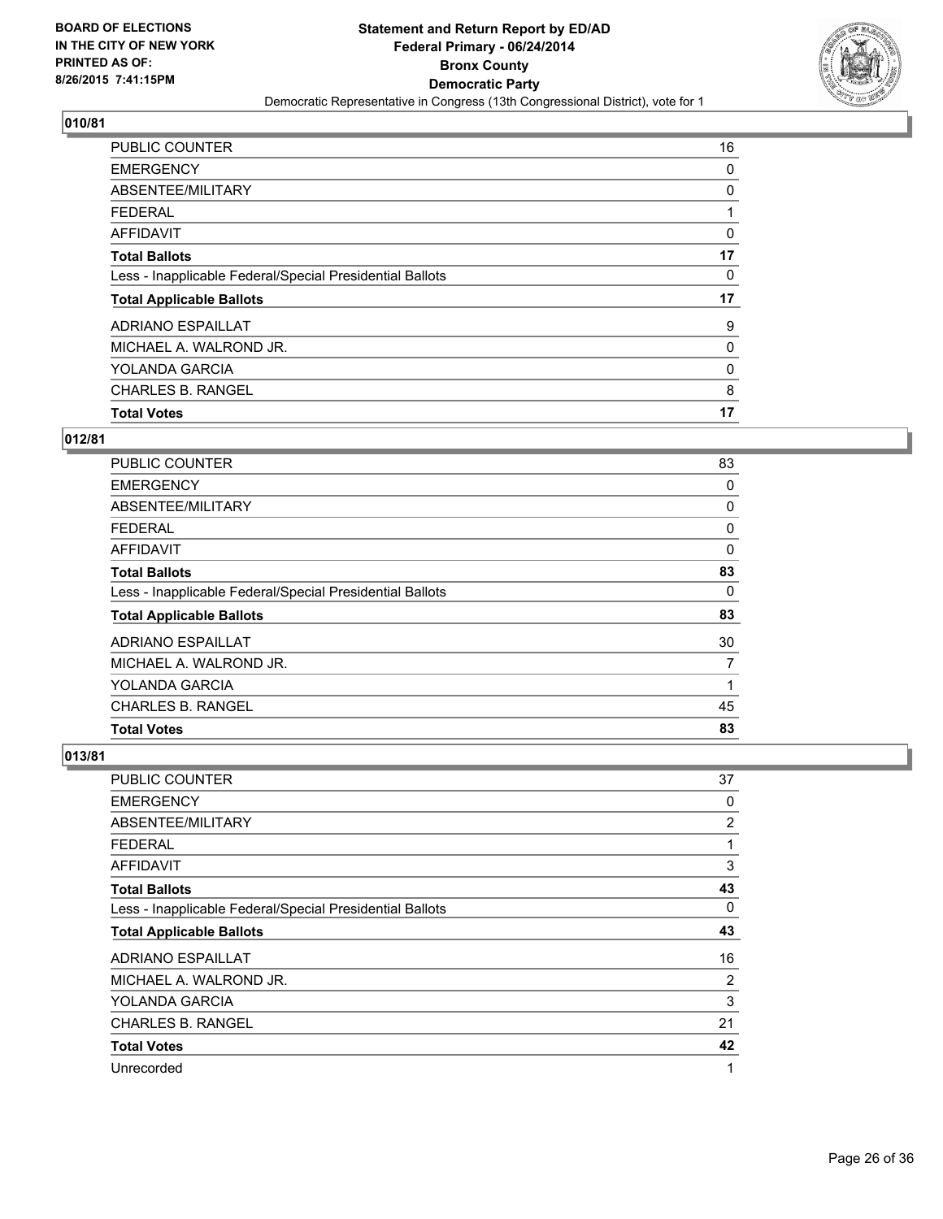BOARD OF ELECTIONS
IN THE CITY OF NEW YORK
PRINTED AS OF:
8/26/2015 7:41:15PM

**Statement and Return Report by ED/AD**
**Federal Primary - 06/24/2014**
**Bronx County**
**Democratic Party**
Democratic Representative in Congress (13th Congressional District), vote for 1

### 010/81

| | |
|---|---|
| PUBLIC COUNTER | 16 |
| EMERGENCY | 0 |
| ABSENTEE/MILITARY | 0 |
| FEDERAL | 1 |
| AFFIDAVIT | 0 |
| **Total Ballots** | **17** |
| Less - Inapplicable Federal/Special Presidential Ballots | 0 |
| **Total Applicable Ballots** | **17** |
| ADRIANO ESPAILLAT | 9 |
| MICHAEL A. WALROND JR. | 0 |
| YOLANDA GARCIA | 0 |
| CHARLES B. RANGEL | 8 |
| **Total Votes** | **17** |

### 012/81

| | |
|---|---|
| PUBLIC COUNTER | 83 |
| EMERGENCY | 0 |
| ABSENTEE/MILITARY | 0 |
| FEDERAL | 0 |
| AFFIDAVIT | 0 |
| **Total Ballots** | **83** |
| Less - Inapplicable Federal/Special Presidential Ballots | 0 |
| **Total Applicable Ballots** | **83** |
| ADRIANO ESPAILLAT | 30 |
| MICHAEL A. WALROND JR. | 7 |
| YOLANDA GARCIA | 1 |
| CHARLES B. RANGEL | 45 |
| **Total Votes** | **83** |

### 013/81

| | |
|---|---|
| PUBLIC COUNTER | 37 |
| EMERGENCY | 0 |
| ABSENTEE/MILITARY | 2 |
| FEDERAL | 1 |
| AFFIDAVIT | 3 |
| **Total Ballots** | **43** |
| Less - Inapplicable Federal/Special Presidential Ballots | 0 |
| **Total Applicable Ballots** | **43** |
| ADRIANO ESPAILLAT | 16 |
| MICHAEL A. WALROND JR. | 2 |
| YOLANDA GARCIA | 3 |
| CHARLES B. RANGEL | 21 |
| **Total Votes** | **42** |
| Unrecorded | 1 |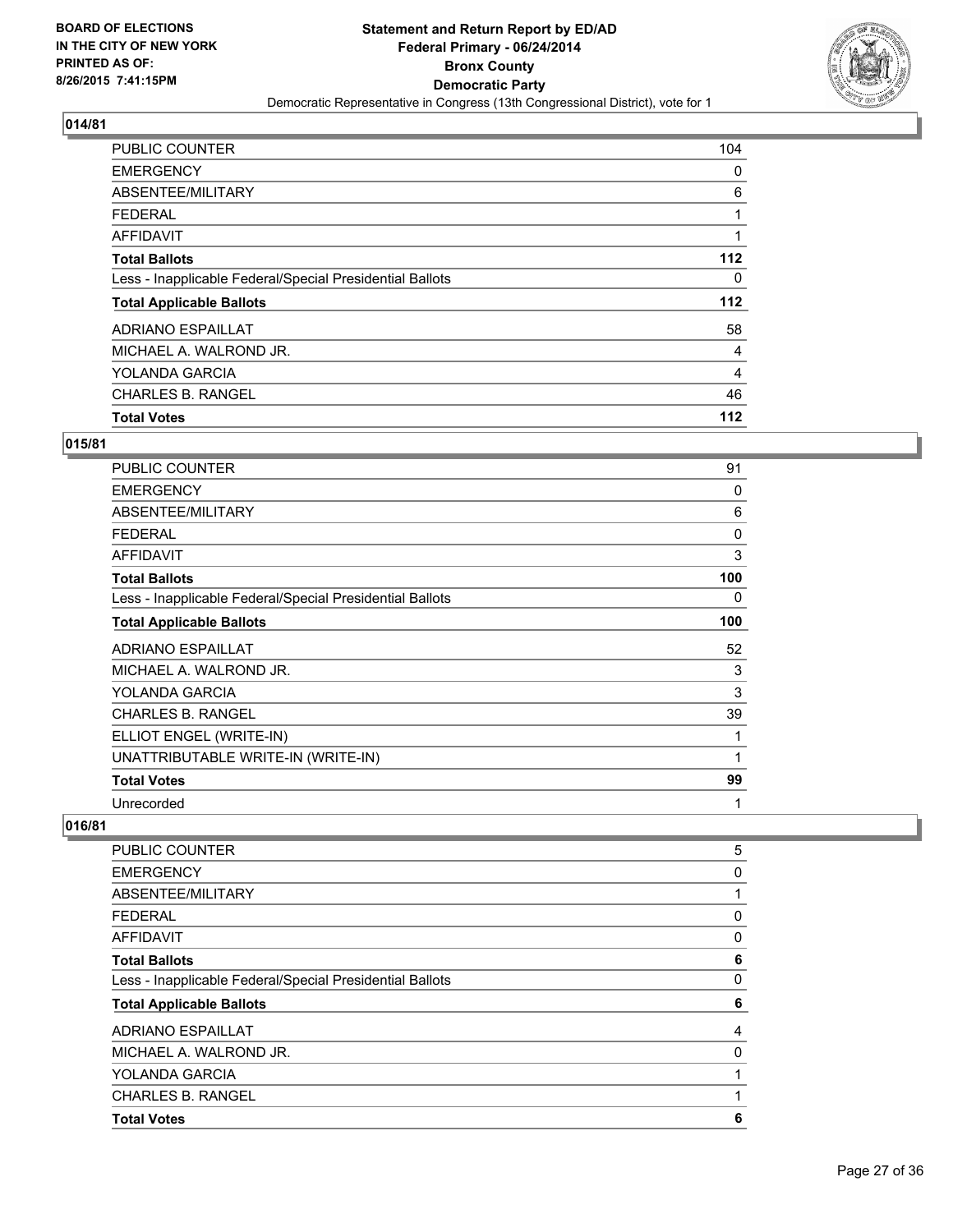BOARD OF ELECTIONS
IN THE CITY OF NEW YORK
PRINTED AS OF:
8/26/2015 7:41:15PM

**Statement and Return Report by ED/AD**
**Federal Primary - 06/24/2014**
**Bronx County**
**Democratic Party**
Democratic Representative in Congress (13th Congressional District), vote for 1

### 014/81

| | |
|---|---|
| PUBLIC COUNTER | 104 |
| EMERGENCY | 0 |
| ABSENTEE/MILITARY | 6 |
| FEDERAL | 1 |
| AFFIDAVIT | 1 |
| **Total Ballots** | **112** |
| Less - Inapplicable Federal/Special Presidential Ballots | 0 |
| **Total Applicable Ballots** | **112** |
| ADRIANO ESPAILLAT | 58 |
| MICHAEL A. WALROND JR. | 4 |
| YOLANDA GARCIA | 4 |
| CHARLES B. RANGEL | 46 |
| **Total Votes** | **112** |

### 015/81

| | |
|---|---|
| PUBLIC COUNTER | 91 |
| EMERGENCY | 0 |
| ABSENTEE/MILITARY | 6 |
| FEDERAL | 0 |
| AFFIDAVIT | 3 |
| **Total Ballots** | **100** |
| Less - Inapplicable Federal/Special Presidential Ballots | 0 |
| **Total Applicable Ballots** | **100** |
| ADRIANO ESPAILLAT | 52 |
| MICHAEL A. WALROND JR. | 3 |
| YOLANDA GARCIA | 3 |
| CHARLES B. RANGEL | 39 |
| ELLIOT ENGEL (WRITE-IN) | 1 |
| UNATTRIBUTABLE WRITE-IN (WRITE-IN) | 1 |
| **Total Votes** | **99** |
| Unrecorded | 1 |

### 016/81

| | |
|---|---|
| PUBLIC COUNTER | 5 |
| EMERGENCY | 0 |
| ABSENTEE/MILITARY | 1 |
| FEDERAL | 0 |
| AFFIDAVIT | 0 |
| **Total Ballots** | **6** |
| Less - Inapplicable Federal/Special Presidential Ballots | 0 |
| **Total Applicable Ballots** | **6** |
| ADRIANO ESPAILLAT | 4 |
| MICHAEL A. WALROND JR. | 0 |
| YOLANDA GARCIA | 1 |
| CHARLES B. RANGEL | 1 |
| **Total Votes** | **6** |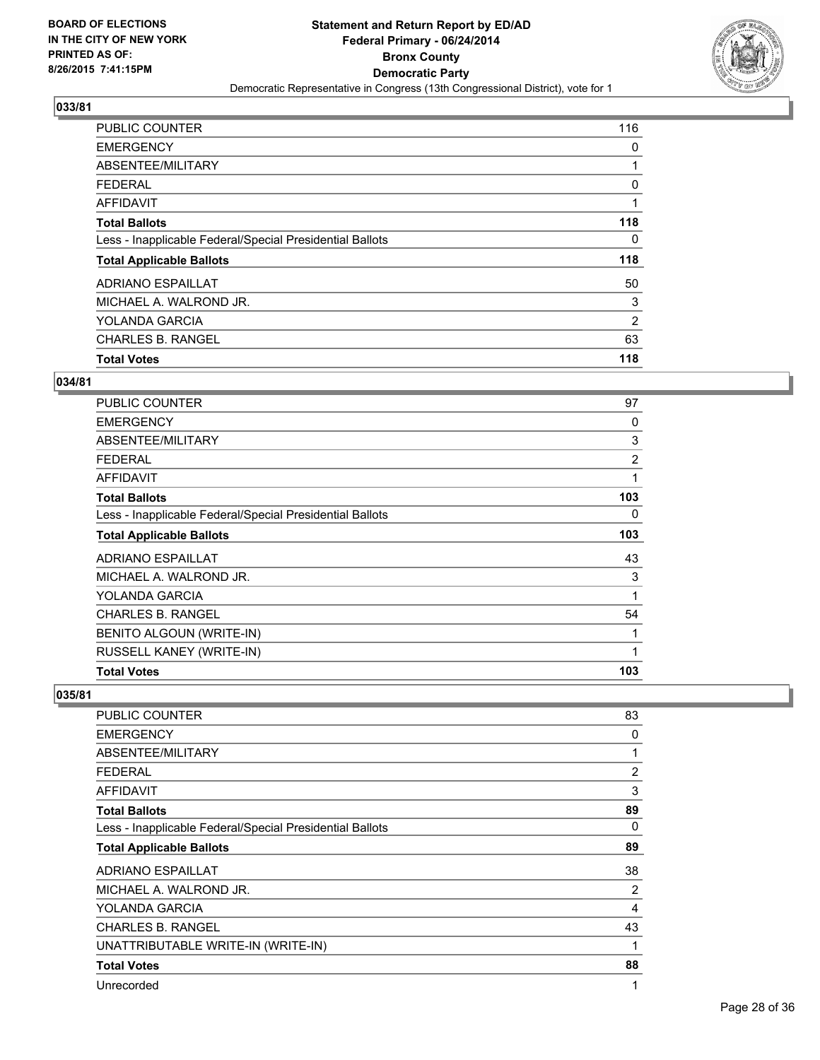## 033/81

| Item | Count |
|---|---|
| PUBLIC COUNTER | 116 |
| EMERGENCY | 0 |
| ABSENTEE/MILITARY | 1 |
| FEDERAL | 0 |
| AFFIDAVIT | 1 |
| **Total Ballots** | **118** |
| Less - Inapplicable Federal/Special Presidential Ballots | 0 |
| **Total Applicable Ballots** | **118** |
| ADRIANO ESPAILLAT | 50 |
| MICHAEL A. WALROND JR. | 3 |
| YOLANDA GARCIA | 2 |
| CHARLES B. RANGEL | 63 |
| **Total Votes** | **118** |

## 034/81

| Item | Count |
|---|---|
| PUBLIC COUNTER | 97 |
| EMERGENCY | 0 |
| ABSENTEE/MILITARY | 3 |
| FEDERAL | 2 |
| AFFIDAVIT | 1 |
| **Total Ballots** | **103** |
| Less - Inapplicable Federal/Special Presidential Ballots | 0 |
| **Total Applicable Ballots** | **103** |
| ADRIANO ESPAILLAT | 43 |
| MICHAEL A. WALROND JR. | 3 |
| YOLANDA GARCIA | 1 |
| CHARLES B. RANGEL | 54 |
| BENITO ALGOUN (WRITE-IN) | 1 |
| RUSSELL KANEY (WRITE-IN) | 1 |
| **Total Votes** | **103** |

## 035/81

| Item | Count |
|---|---|
| PUBLIC COUNTER | 83 |
| EMERGENCY | 0 |
| ABSENTEE/MILITARY | 1 |
| FEDERAL | 2 |
| AFFIDAVIT | 3 |
| **Total Ballots** | **89** |
| Less - Inapplicable Federal/Special Presidential Ballots | 0 |
| **Total Applicable Ballots** | **89** |
| ADRIANO ESPAILLAT | 38 |
| MICHAEL A. WALROND JR. | 2 |
| YOLANDA GARCIA | 4 |
| CHARLES B. RANGEL | 43 |
| UNATTRIBUTABLE WRITE-IN (WRITE-IN) | 1 |
| **Total Votes** | **88** |
| Unrecorded | 1 |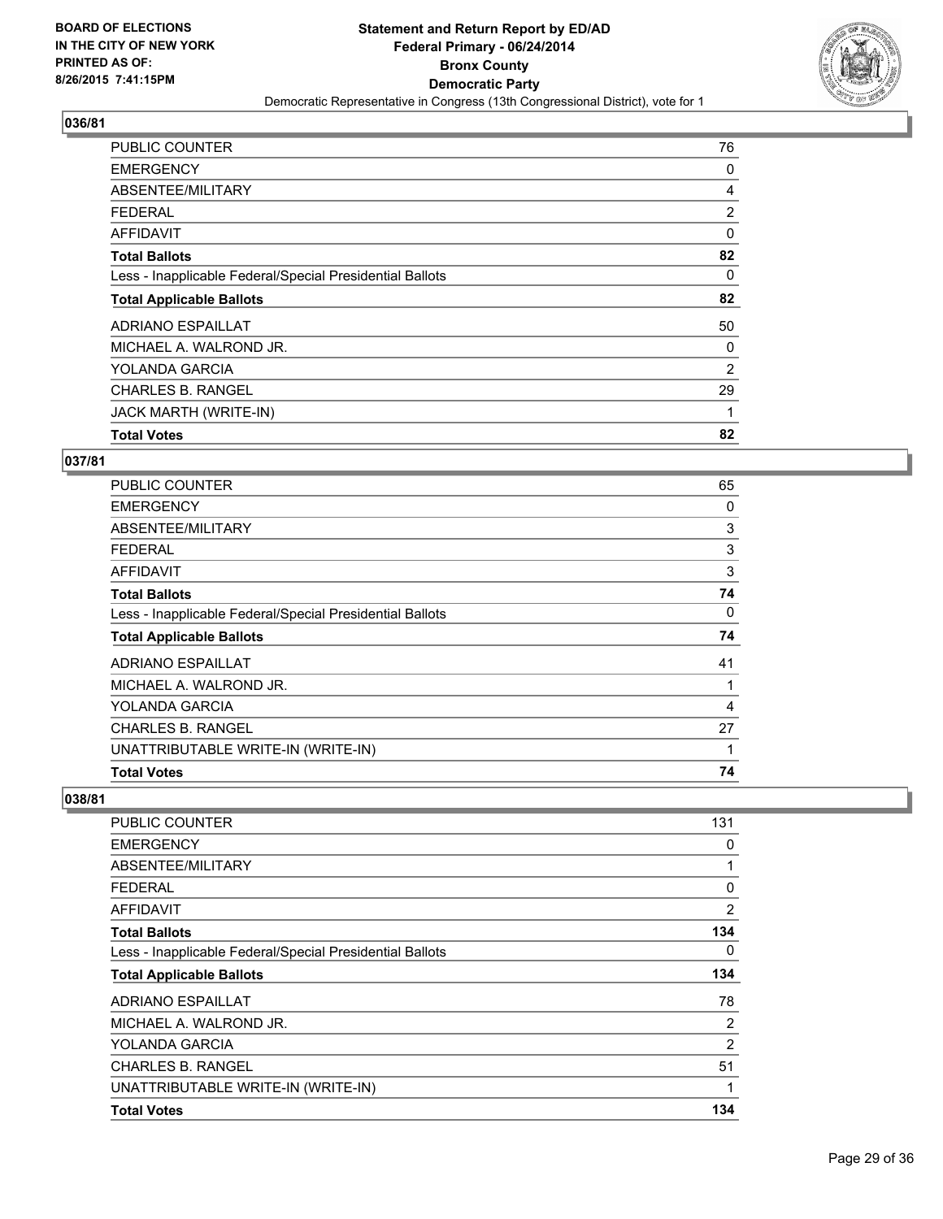**BOARD OF ELECTIONS IN THE CITY OF NEW YORK PRINTED AS OF: 8/26/2015 7:41:15PM**

**Statement and Return Report by ED/AD Federal Primary - 06/24/2014 Bronx County Democratic Party**

Democratic Representative in Congress (13th Congressional District), vote for 1

### 036/81

| | |
|---|---|
| PUBLIC COUNTER | 76 |
| EMERGENCY | 0 |
| ABSENTEE/MILITARY | 4 |
| FEDERAL | 2 |
| AFFIDAVIT | 0 |
| **Total Ballots** | **82** |
| Less - Inapplicable Federal/Special Presidential Ballots | 0 |
| **Total Applicable Ballots** | **82** |
| ADRIANO ESPAILLAT | 50 |
| MICHAEL A. WALROND JR. | 0 |
| YOLANDA GARCIA | 2 |
| CHARLES B. RANGEL | 29 |
| JACK MARTH (WRITE-IN) | 1 |
| **Total Votes** | **82** |

### 037/81

| | |
|---|---|
| PUBLIC COUNTER | 65 |
| EMERGENCY | 0 |
| ABSENTEE/MILITARY | 3 |
| FEDERAL | 3 |
| AFFIDAVIT | 3 |
| **Total Ballots** | **74** |
| Less - Inapplicable Federal/Special Presidential Ballots | 0 |
| **Total Applicable Ballots** | **74** |
| ADRIANO ESPAILLAT | 41 |
| MICHAEL A. WALROND JR. | 1 |
| YOLANDA GARCIA | 4 |
| CHARLES B. RANGEL | 27 |
| UNATTRIBUTABLE WRITE-IN (WRITE-IN) | 1 |
| **Total Votes** | **74** |

### 038/81

| | |
|---|---|
| PUBLIC COUNTER | 131 |
| EMERGENCY | 0 |
| ABSENTEE/MILITARY | 1 |
| FEDERAL | 0 |
| AFFIDAVIT | 2 |
| **Total Ballots** | **134** |
| Less - Inapplicable Federal/Special Presidential Ballots | 0 |
| **Total Applicable Ballots** | **134** |
| ADRIANO ESPAILLAT | 78 |
| MICHAEL A. WALROND JR. | 2 |
| YOLANDA GARCIA | 2 |
| CHARLES B. RANGEL | 51 |
| UNATTRIBUTABLE WRITE-IN (WRITE-IN) | 1 |
| **Total Votes** | **134** |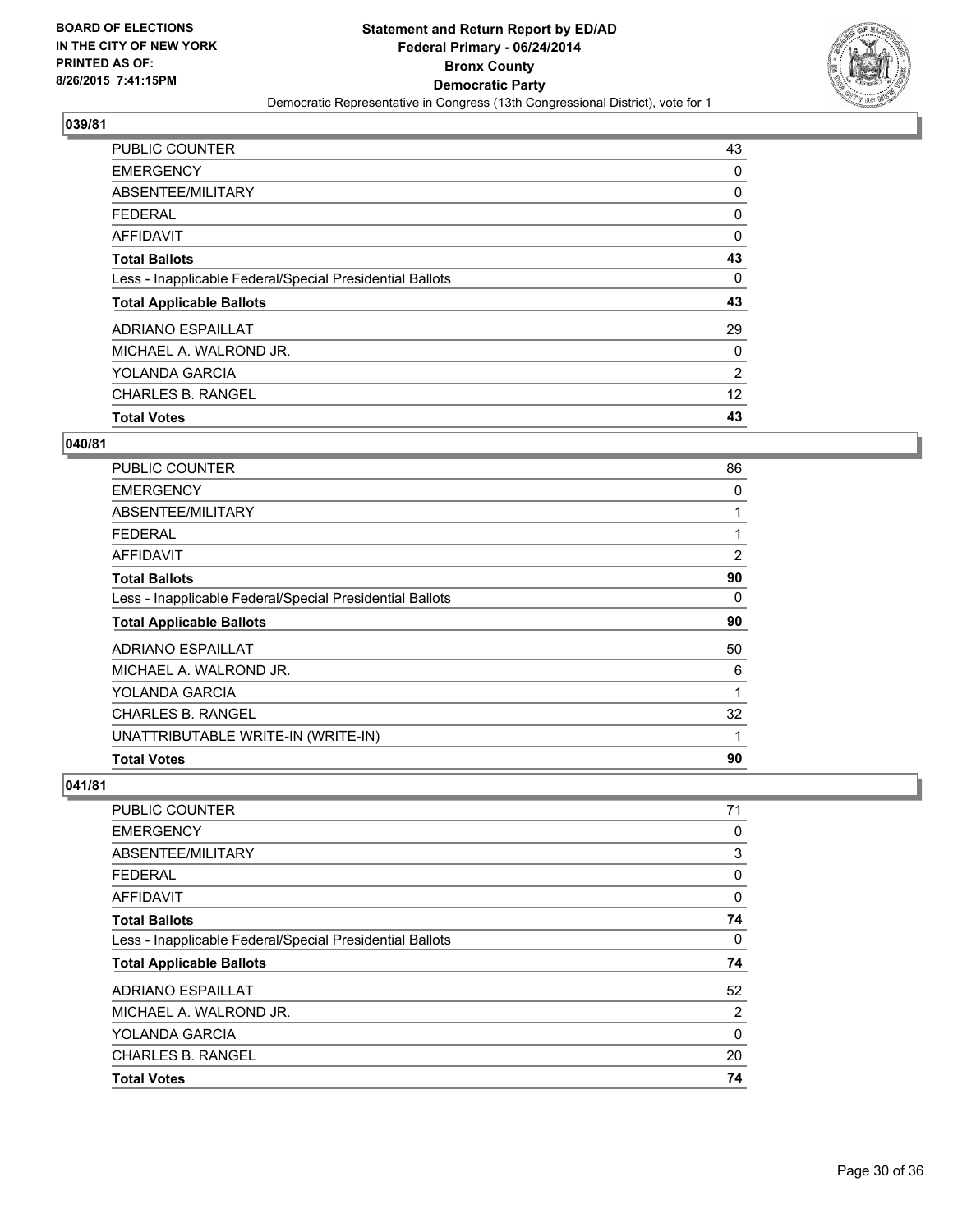**BOARD OF ELECTIONS IN THE CITY OF NEW YORK PRINTED AS OF: 8/26/2015 7:41:15PM**

**Statement and Return Report by ED/AD**
**Federal Primary - 06/24/2014**
**Bronx County**
**Democratic Party**
Democratic Representative in Congress (13th Congressional District), vote for 1

## 039/81

| | |
|---|---|
| PUBLIC COUNTER | 43 |
| EMERGENCY | 0 |
| ABSENTEE/MILITARY | 0 |
| FEDERAL | 0 |
| AFFIDAVIT | 0 |
| **Total Ballots** | **43** |
| Less - Inapplicable Federal/Special Presidential Ballots | 0 |
| **Total Applicable Ballots** | **43** |
| ADRIANO ESPAILLAT | 29 |
| MICHAEL A. WALROND JR. | 0 |
| YOLANDA GARCIA | 2 |
| CHARLES B. RANGEL | 12 |
| **Total Votes** | **43** |

## 040/81

| | |
|---|---|
| PUBLIC COUNTER | 86 |
| EMERGENCY | 0 |
| ABSENTEE/MILITARY | 1 |
| FEDERAL | 1 |
| AFFIDAVIT | 2 |
| **Total Ballots** | **90** |
| Less - Inapplicable Federal/Special Presidential Ballots | 0 |
| **Total Applicable Ballots** | **90** |
| ADRIANO ESPAILLAT | 50 |
| MICHAEL A. WALROND JR. | 6 |
| YOLANDA GARCIA | 1 |
| CHARLES B. RANGEL | 32 |
| UNATTRIBUTABLE WRITE-IN (WRITE-IN) | 1 |
| **Total Votes** | **90** |

## 041/81

| | |
|---|---|
| PUBLIC COUNTER | 71 |
| EMERGENCY | 0 |
| ABSENTEE/MILITARY | 3 |
| FEDERAL | 0 |
| AFFIDAVIT | 0 |
| **Total Ballots** | **74** |
| Less - Inapplicable Federal/Special Presidential Ballots | 0 |
| **Total Applicable Ballots** | **74** |
| ADRIANO ESPAILLAT | 52 |
| MICHAEL A. WALROND JR. | 2 |
| YOLANDA GARCIA | 0 |
| CHARLES B. RANGEL | 20 |
| **Total Votes** | **74** |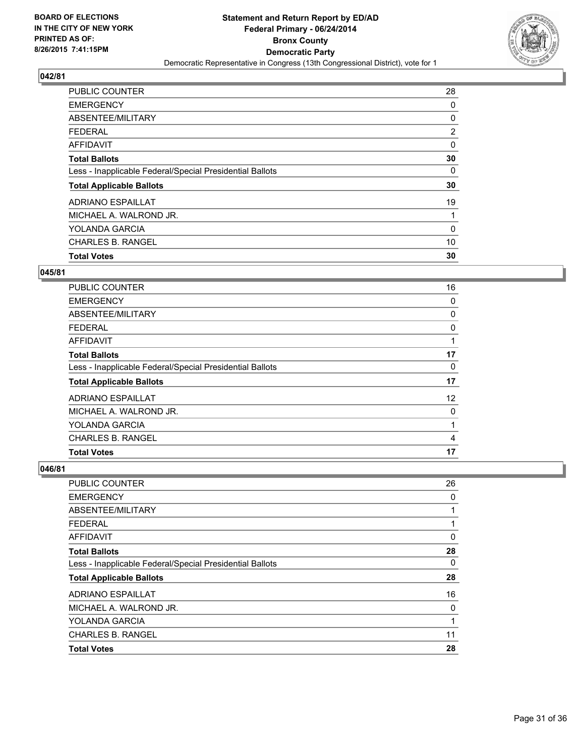**Statement and Return Report by ED/AD**
**Federal Primary - 06/24/2014**
**Bronx County**
**Democratic Party**
Democratic Representative in Congress (13th Congressional District), vote for 1

BOARD OF ELECTIONS
IN THE CITY OF NEW YORK
PRINTED AS OF:
8/26/2015 7:41:15PM

### 042/81

| | |
|---|---|
| PUBLIC COUNTER | 28 |
| EMERGENCY | 0 |
| ABSENTEE/MILITARY | 0 |
| FEDERAL | 2 |
| AFFIDAVIT | 0 |
| **Total Ballots** | **30** |
| Less - Inapplicable Federal/Special Presidential Ballots | 0 |
| **Total Applicable Ballots** | **30** |
| ADRIANO ESPAILLAT | 19 |
| MICHAEL A. WALROND JR. | 1 |
| YOLANDA GARCIA | 0 |
| CHARLES B. RANGEL | 10 |
| **Total Votes** | **30** |

### 045/81

| | |
|---|---|
| PUBLIC COUNTER | 16 |
| EMERGENCY | 0 |
| ABSENTEE/MILITARY | 0 |
| FEDERAL | 0 |
| AFFIDAVIT | 1 |
| **Total Ballots** | **17** |
| Less - Inapplicable Federal/Special Presidential Ballots | 0 |
| **Total Applicable Ballots** | **17** |
| ADRIANO ESPAILLAT | 12 |
| MICHAEL A. WALROND JR. | 0 |
| YOLANDA GARCIA | 1 |
| CHARLES B. RANGEL | 4 |
| **Total Votes** | **17** |

### 046/81

| | |
|---|---|
| PUBLIC COUNTER | 26 |
| EMERGENCY | 0 |
| ABSENTEE/MILITARY | 1 |
| FEDERAL | 1 |
| AFFIDAVIT | 0 |
| **Total Ballots** | **28** |
| Less - Inapplicable Federal/Special Presidential Ballots | 0 |
| **Total Applicable Ballots** | **28** |
| ADRIANO ESPAILLAT | 16 |
| MICHAEL A. WALROND JR. | 0 |
| YOLANDA GARCIA | 1 |
| CHARLES B. RANGEL | 11 |
| **Total Votes** | **28** |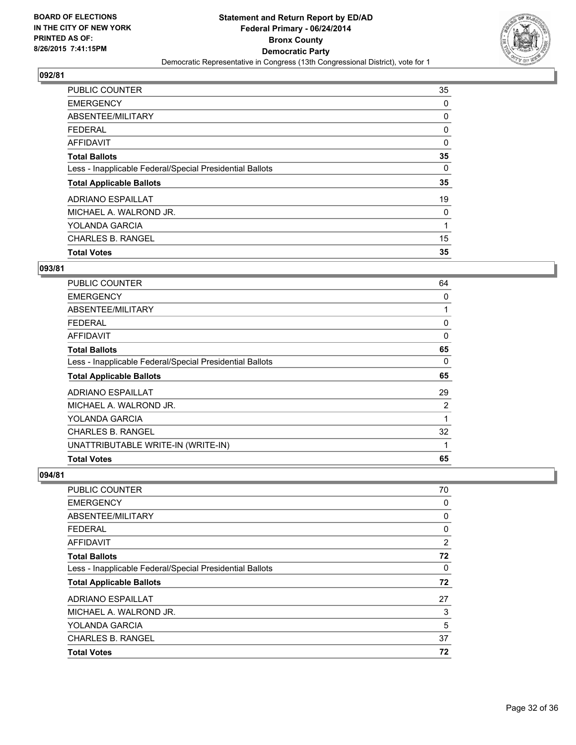**BOARD OF ELECTIONS IN THE CITY OF NEW YORK PRINTED AS OF: 8/26/2015 7:41:15PM**

**Statement and Return Report by ED/AD**
**Federal Primary - 06/24/2014**
**Bronx County**
**Democratic Party**
Democratic Representative in Congress (13th Congressional District), vote for 1

## 092/81

| | |
|---|---|
| PUBLIC COUNTER | 35 |
| EMERGENCY | 0 |
| ABSENTEE/MILITARY | 0 |
| FEDERAL | 0 |
| AFFIDAVIT | 0 |
| **Total Ballots** | **35** |
| Less - Inapplicable Federal/Special Presidential Ballots | 0 |
| **Total Applicable Ballots** | **35** |
| ADRIANO ESPAILLAT | 19 |
| MICHAEL A. WALROND JR. | 0 |
| YOLANDA GARCIA | 1 |
| CHARLES B. RANGEL | 15 |
| **Total Votes** | **35** |

## 093/81

| | |
|---|---|
| PUBLIC COUNTER | 64 |
| EMERGENCY | 0 |
| ABSENTEE/MILITARY | 1 |
| FEDERAL | 0 |
| AFFIDAVIT | 0 |
| **Total Ballots** | **65** |
| Less - Inapplicable Federal/Special Presidential Ballots | 0 |
| **Total Applicable Ballots** | **65** |
| ADRIANO ESPAILLAT | 29 |
| MICHAEL A. WALROND JR. | 2 |
| YOLANDA GARCIA | 1 |
| CHARLES B. RANGEL | 32 |
| UNATTRIBUTABLE WRITE-IN (WRITE-IN) | 1 |
| **Total Votes** | **65** |

## 094/81

| | |
|---|---|
| PUBLIC COUNTER | 70 |
| EMERGENCY | 0 |
| ABSENTEE/MILITARY | 0 |
| FEDERAL | 0 |
| AFFIDAVIT | 2 |
| **Total Ballots** | **72** |
| Less - Inapplicable Federal/Special Presidential Ballots | 0 |
| **Total Applicable Ballots** | **72** |
| ADRIANO ESPAILLAT | 27 |
| MICHAEL A. WALROND JR. | 3 |
| YOLANDA GARCIA | 5 |
| CHARLES B. RANGEL | 37 |
| **Total Votes** | **72** |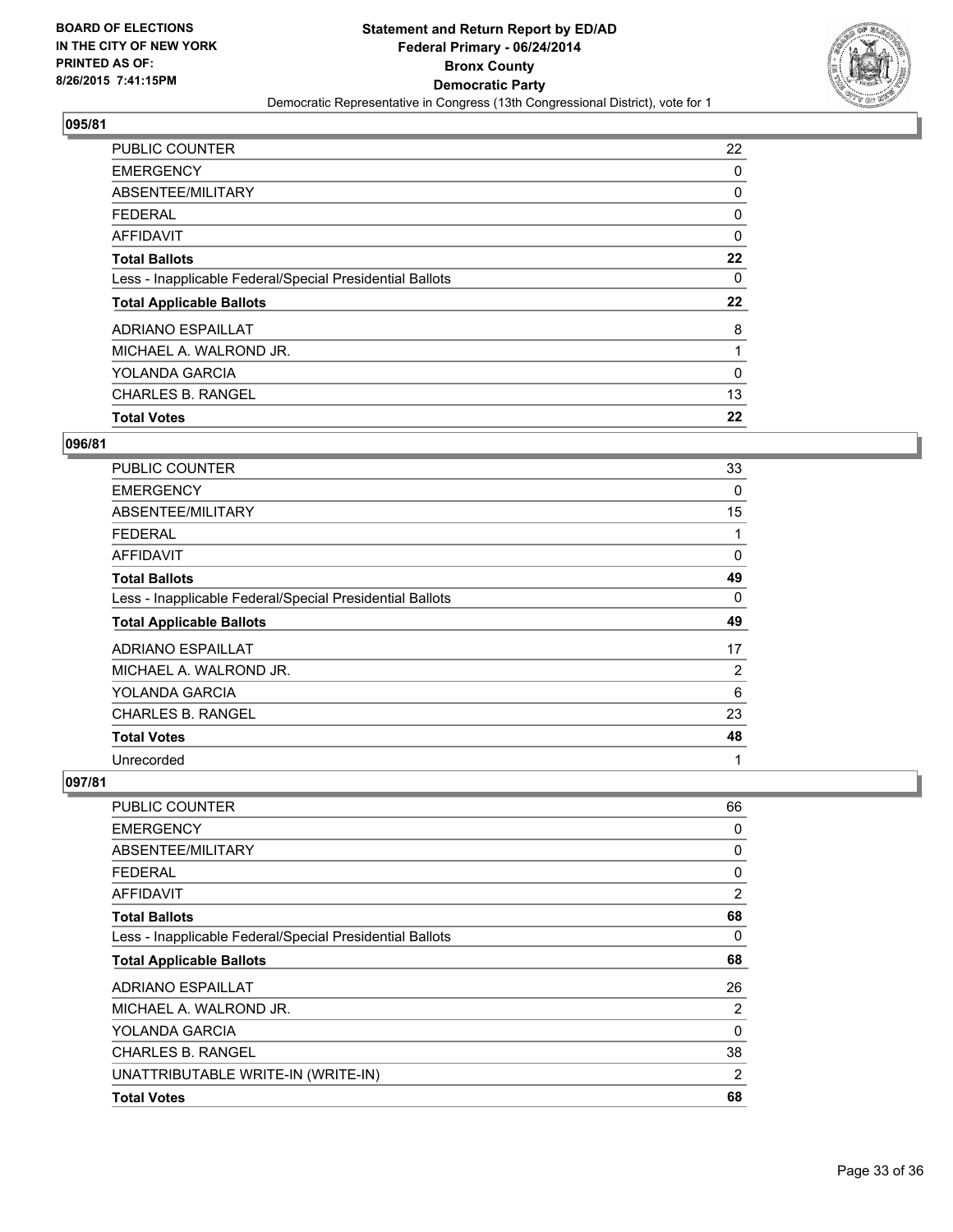BOARD OF ELECTIONS
IN THE CITY OF NEW YORK
PRINTED AS OF:
8/26/2015 7:41:15PM

**Statement and Return Report by ED/AD**
**Federal Primary - 06/24/2014**
**Bronx County**
**Democratic Party**
Democratic Representative in Congress (13th Congressional District), vote for 1

### 095/81

| | |
|---|---|
| PUBLIC COUNTER | 22 |
| EMERGENCY | 0 |
| ABSENTEE/MILITARY | 0 |
| FEDERAL | 0 |
| AFFIDAVIT | 0 |
| **Total Ballots** | **22** |
| Less - Inapplicable Federal/Special Presidential Ballots | 0 |
| **Total Applicable Ballots** | **22** |
| ADRIANO ESPAILLAT | 8 |
| MICHAEL A. WALROND JR. | 1 |
| YOLANDA GARCIA | 0 |
| CHARLES B. RANGEL | 13 |
| **Total Votes** | **22** |

### 096/81

| | |
|---|---|
| PUBLIC COUNTER | 33 |
| EMERGENCY | 0 |
| ABSENTEE/MILITARY | 15 |
| FEDERAL | 1 |
| AFFIDAVIT | 0 |
| **Total Ballots** | **49** |
| Less - Inapplicable Federal/Special Presidential Ballots | 0 |
| **Total Applicable Ballots** | **49** |
| ADRIANO ESPAILLAT | 17 |
| MICHAEL A. WALROND JR. | 2 |
| YOLANDA GARCIA | 6 |
| CHARLES B. RANGEL | 23 |
| **Total Votes** | **48** |
| Unrecorded | 1 |

### 097/81

| | |
|---|---|
| PUBLIC COUNTER | 66 |
| EMERGENCY | 0 |
| ABSENTEE/MILITARY | 0 |
| FEDERAL | 0 |
| AFFIDAVIT | 2 |
| **Total Ballots** | **68** |
| Less - Inapplicable Federal/Special Presidential Ballots | 0 |
| **Total Applicable Ballots** | **68** |
| ADRIANO ESPAILLAT | 26 |
| MICHAEL A. WALROND JR. | 2 |
| YOLANDA GARCIA | 0 |
| CHARLES B. RANGEL | 38 |
| UNATTRIBUTABLE WRITE-IN (WRITE-IN) | 2 |
| **Total Votes** | **68** |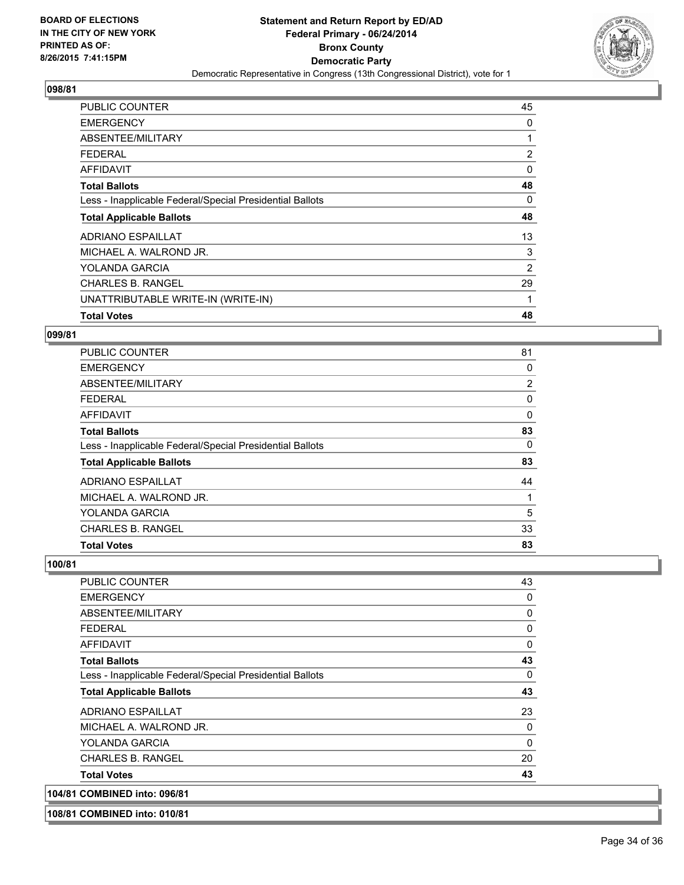**098/81**

| | |
|---|---|
| PUBLIC COUNTER | 45 |
| EMERGENCY | 0 |
| ABSENTEE/MILITARY | 1 |
| FEDERAL | 2 |
| AFFIDAVIT | 0 |
| **Total Ballots** | **48** |
| Less - Inapplicable Federal/Special Presidential Ballots | 0 |
| **Total Applicable Ballots** | **48** |
| ADRIANO ESPAILLAT | 13 |
| MICHAEL A. WALROND JR. | 3 |
| YOLANDA GARCIA | 2 |
| CHARLES B. RANGEL | 29 |
| UNATTRIBUTABLE WRITE-IN (WRITE-IN) | 1 |
| **Total Votes** | **48** |

**099/81**

| | |
|---|---|
| PUBLIC COUNTER | 81 |
| EMERGENCY | 0 |
| ABSENTEE/MILITARY | 2 |
| FEDERAL | 0 |
| AFFIDAVIT | 0 |
| **Total Ballots** | **83** |
| Less - Inapplicable Federal/Special Presidential Ballots | 0 |
| **Total Applicable Ballots** | **83** |
| ADRIANO ESPAILLAT | 44 |
| MICHAEL A. WALROND JR. | 1 |
| YOLANDA GARCIA | 5 |
| CHARLES B. RANGEL | 33 |
| **Total Votes** | **83** |

**100/81**

| | |
|---|---|
| PUBLIC COUNTER | 43 |
| EMERGENCY | 0 |
| ABSENTEE/MILITARY | 0 |
| FEDERAL | 0 |
| AFFIDAVIT | 0 |
| **Total Ballots** | **43** |
| Less - Inapplicable Federal/Special Presidential Ballots | 0 |
| **Total Applicable Ballots** | **43** |
| ADRIANO ESPAILLAT | 23 |
| MICHAEL A. WALROND JR. | 0 |
| YOLANDA GARCIA | 0 |
| CHARLES B. RANGEL | 20 |
| **Total Votes** | **43** |

**104/81 COMBINED into: 096/81**

**108/81 COMBINED into: 010/81**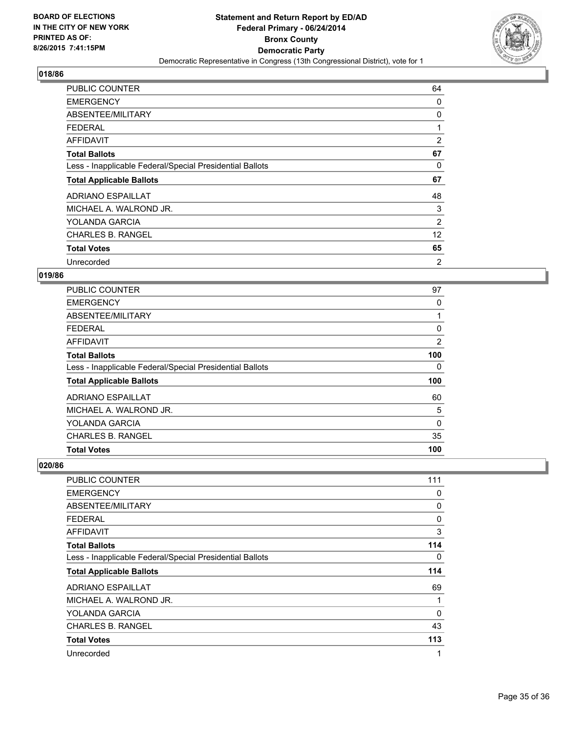## 018/86

| | |
|---|---|
| PUBLIC COUNTER | 64 |
| EMERGENCY | 0 |
| ABSENTEE/MILITARY | 0 |
| FEDERAL | 1 |
| AFFIDAVIT | 2 |
| **Total Ballots** | **67** |
| Less - Inapplicable Federal/Special Presidential Ballots | 0 |
| **Total Applicable Ballots** | **67** |
| ADRIANO ESPAILLAT | 48 |
| MICHAEL A. WALROND JR. | 3 |
| YOLANDA GARCIA | 2 |
| CHARLES B. RANGEL | 12 |
| **Total Votes** | **65** |
| Unrecorded | 2 |

## 019/86

| | |
|---|---|
| PUBLIC COUNTER | 97 |
| EMERGENCY | 0 |
| ABSENTEE/MILITARY | 1 |
| FEDERAL | 0 |
| AFFIDAVIT | 2 |
| **Total Ballots** | **100** |
| Less - Inapplicable Federal/Special Presidential Ballots | 0 |
| **Total Applicable Ballots** | **100** |
| ADRIANO ESPAILLAT | 60 |
| MICHAEL A. WALROND JR. | 5 |
| YOLANDA GARCIA | 0 |
| CHARLES B. RANGEL | 35 |
| **Total Votes** | **100** |

## 020/86

| | |
|---|---|
| PUBLIC COUNTER | 111 |
| EMERGENCY | 0 |
| ABSENTEE/MILITARY | 0 |
| FEDERAL | 0 |
| AFFIDAVIT | 3 |
| **Total Ballots** | **114** |
| Less - Inapplicable Federal/Special Presidential Ballots | 0 |
| **Total Applicable Ballots** | **114** |
| ADRIANO ESPAILLAT | 69 |
| MICHAEL A. WALROND JR. | 1 |
| YOLANDA GARCIA | 0 |
| CHARLES B. RANGEL | 43 |
| **Total Votes** | **113** |
| Unrecorded | 1 |